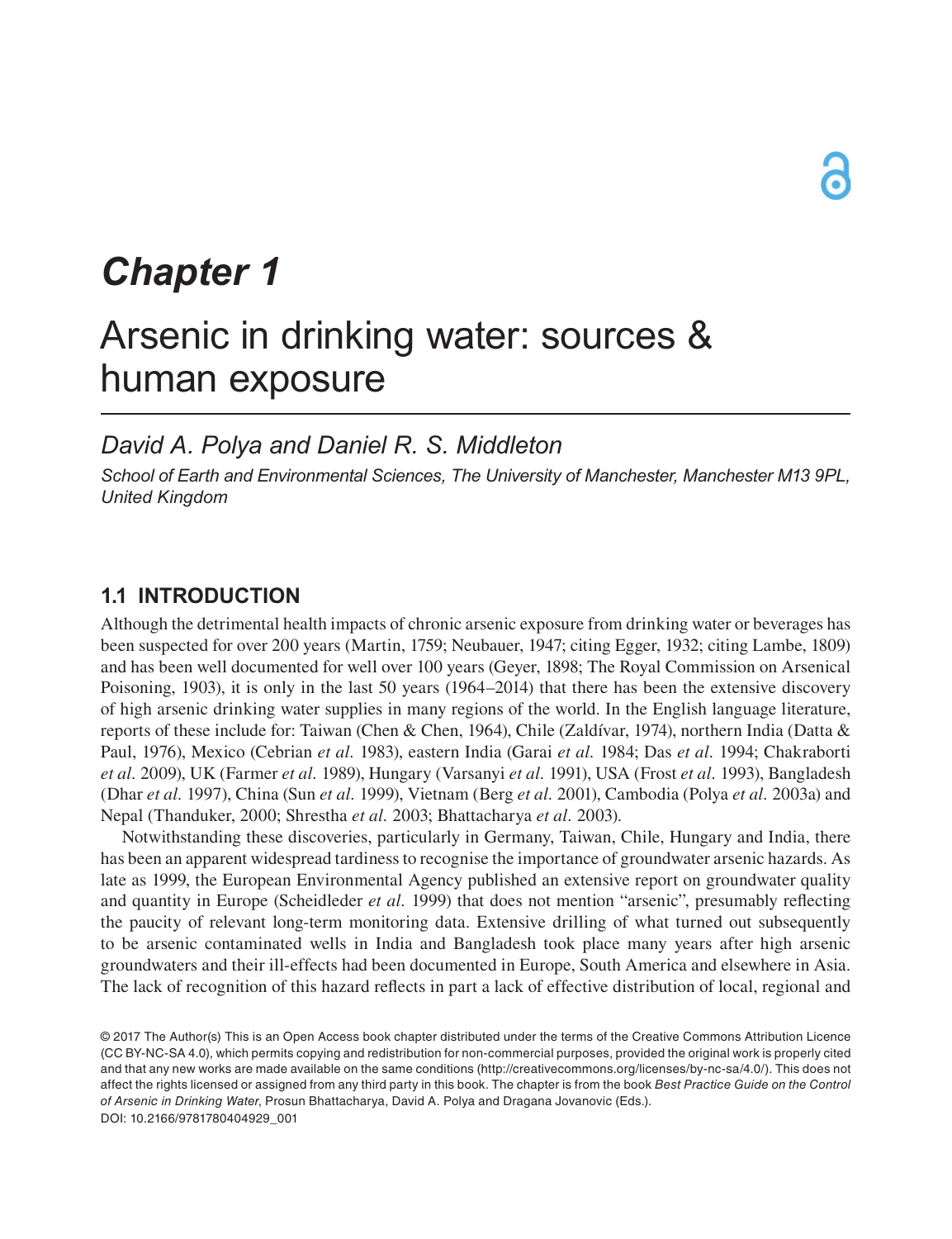# Chapter 1

# Arsenic in drinking water: sources & human exposure

*David A. Polya and Daniel R. S. Middleton*

*School of Earth and Environmental Sciences, The University of Manchester, Manchester M13 9PL, United Kingdom*

## 1.1 INTRODUCTION

Although the detrimental health impacts of chronic arsenic exposure from drinking water or beverages has been suspected for over 200 years (Martin, 1759; Neubauer, 1947; citing Egger, 1932; citing Lambe, 1809) and has been well documented for well over 100 years (Geyer, 1898; The Royal Commission on Arsenical Poisoning, 1903), it is only in the last 50 years (1964–2014) that there has been the extensive discovery of high arsenic drinking water supplies in many regions of the world. In the English language literature, reports of these include for: Taiwan (Chen & Chen, 1964), Chile (Zaldívar, 1974), northern India (Datta & Paul, 1976), Mexico (Cebrian *et al.* 1983), eastern India (Garai *et al.* 1984; Das *et al.* 1994; Chakraborti *et al.* 2009), UK (Farmer *et al.* 1989), Hungary (Varsanyi *et al.* 1991), USA (Frost *et al.* 1993), Bangladesh (Dhar *et al.* 1997), China (Sun *et al.* 1999), Vietnam (Berg *et al.* 2001), Cambodia (Polya *et al.* 2003a) and Nepal (Thanduker, 2000; Shrestha *et al.* 2003; Bhattacharya *et al.* 2003).

Notwithstanding these discoveries, particularly in Germany, Taiwan, Chile, Hungary and India, there has been an apparent widespread tardiness to recognise the importance of groundwater arsenic hazards. As late as 1999, the European Environmental Agency published an extensive report on groundwater quality and quantity in Europe (Scheidleder *et al.* 1999) that does not mention "arsenic", presumably reflecting the paucity of relevant long-term monitoring data. Extensive drilling of what turned out subsequently to be arsenic contaminated wells in India and Bangladesh took place many years after high arsenic groundwaters and their ill-effects had been documented in Europe, South America and elsewhere in Asia. The lack of recognition of this hazard reflects in part a lack of effective distribution of local, regional and

© 2017 The Author(s) This is an Open Access book chapter distributed under the terms of the Creative Commons Attribution Licence (CC BY-NC-SA 4.0), which permits copying and redistribution for non-commercial purposes, provided the original work is properly cited and that any new works are made available on the same conditions (http://creativecommons.org/licenses/by-nc-sa/4.0/). This does not affect the rights licensed or assigned from any third party in this book. The chapter is from the book *Best Practice Guide on the Control of Arsenic in Drinking Water*, Prosun Bhattacharya, David A. Polya and Dragana Jovanovic (Eds.).
DOI: 10.2166/9781780404929_001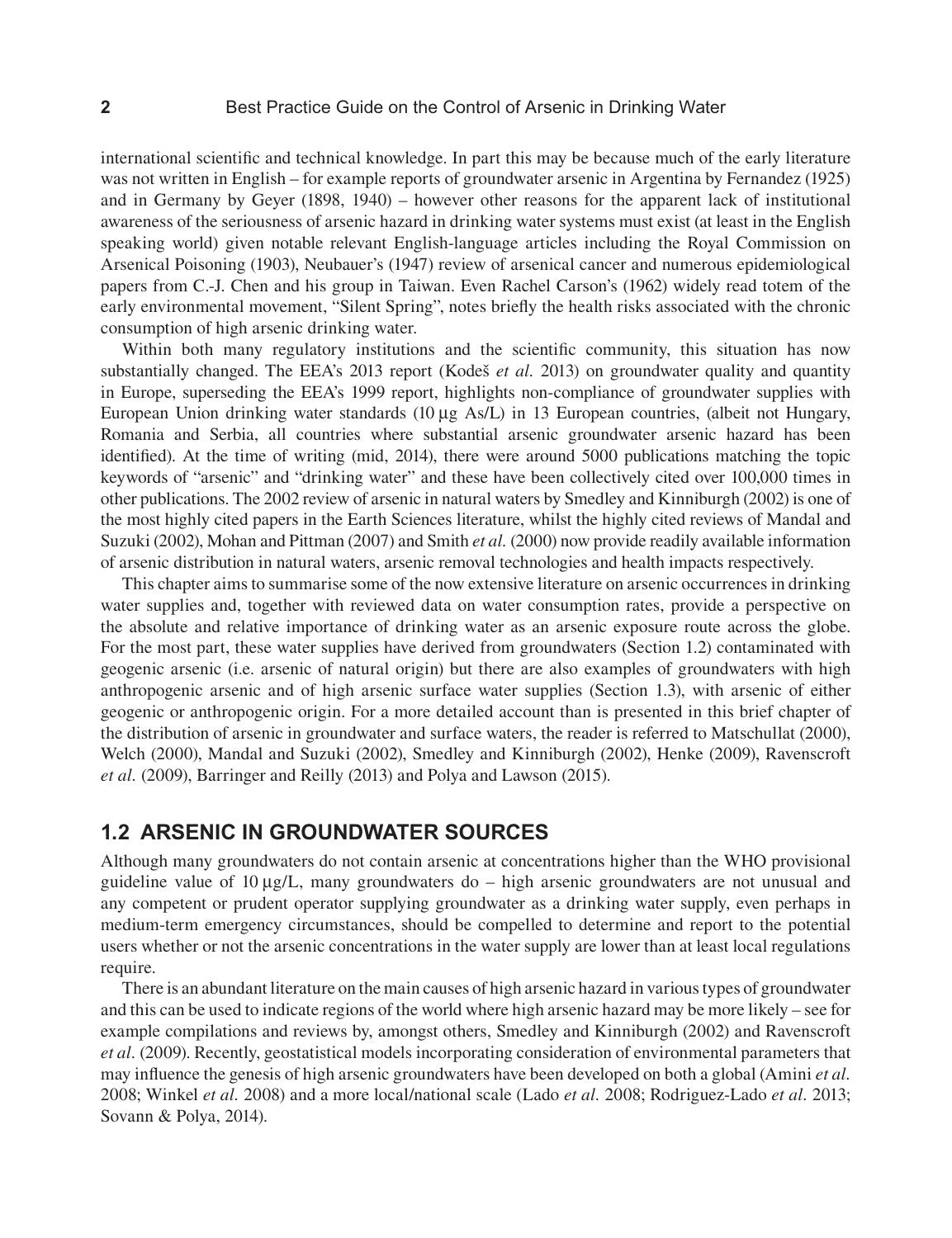international scientific and technical knowledge. In part this may be because much of the early literature was not written in English – for example reports of groundwater arsenic in Argentina by Fernandez (1925) and in Germany by Geyer (1898, 1940) – however other reasons for the apparent lack of institutional awareness of the seriousness of arsenic hazard in drinking water systems must exist (at least in the English speaking world) given notable relevant English-language articles including the Royal Commission on Arsenical Poisoning (1903), Neubauer's (1947) review of arsenical cancer and numerous epidemiological papers from C.-J. Chen and his group in Taiwan. Even Rachel Carson's (1962) widely read totem of the early environmental movement, "Silent Spring", notes briefly the health risks associated with the chronic consumption of high arsenic drinking water.

Within both many regulatory institutions and the scientific community, this situation has now substantially changed. The EEA's 2013 report (Kodeš *et al.* 2013) on groundwater quality and quantity in Europe, superseding the EEA's 1999 report, highlights non-compliance of groundwater supplies with European Union drinking water standards (10 µg As/L) in 13 European countries, (albeit not Hungary, Romania and Serbia, all countries where substantial arsenic groundwater arsenic hazard has been identified). At the time of writing (mid, 2014), there were around 5000 publications matching the topic keywords of "arsenic" and "drinking water" and these have been collectively cited over 100,000 times in other publications. The 2002 review of arsenic in natural waters by Smedley and Kinniburgh (2002) is one of the most highly cited papers in the Earth Sciences literature, whilst the highly cited reviews of Mandal and Suzuki (2002), Mohan and Pittman (2007) and Smith *et al.* (2000) now provide readily available information of arsenic distribution in natural waters, arsenic removal technologies and health impacts respectively.

This chapter aims to summarise some of the now extensive literature on arsenic occurrences in drinking water supplies and, together with reviewed data on water consumption rates, provide a perspective on the absolute and relative importance of drinking water as an arsenic exposure route across the globe. For the most part, these water supplies have derived from groundwaters (Section 1.2) contaminated with geogenic arsenic (i.e. arsenic of natural origin) but there are also examples of groundwaters with high anthropogenic arsenic and of high arsenic surface water supplies (Section 1.3), with arsenic of either geogenic or anthropogenic origin. For a more detailed account than is presented in this brief chapter of the distribution of arsenic in groundwater and surface waters, the reader is referred to Matschullat (2000), Welch (2000), Mandal and Suzuki (2002), Smedley and Kinniburgh (2002), Henke (2009), Ravenscroft *et al.* (2009), Barringer and Reilly (2013) and Polya and Lawson (2015).

## 1.2 ARSENIC IN GROUNDWATER SOURCES

Although many groundwaters do not contain arsenic at concentrations higher than the WHO provisional guideline value of 10 µg/L, many groundwaters do – high arsenic groundwaters are not unusual and any competent or prudent operator supplying groundwater as a drinking water supply, even perhaps in medium-term emergency circumstances, should be compelled to determine and report to the potential users whether or not the arsenic concentrations in the water supply are lower than at least local regulations require.

There is an abundant literature on the main causes of high arsenic hazard in various types of groundwater and this can be used to indicate regions of the world where high arsenic hazard may be more likely – see for example compilations and reviews by, amongst others, Smedley and Kinniburgh (2002) and Ravenscroft *et al.* (2009). Recently, geostatistical models incorporating consideration of environmental parameters that may influence the genesis of high arsenic groundwaters have been developed on both a global (Amini *et al.* 2008; Winkel *et al.* 2008) and a more local/national scale (Lado *et al.* 2008; Rodriguez-Lado *et al.* 2013; Sovann & Polya, 2014).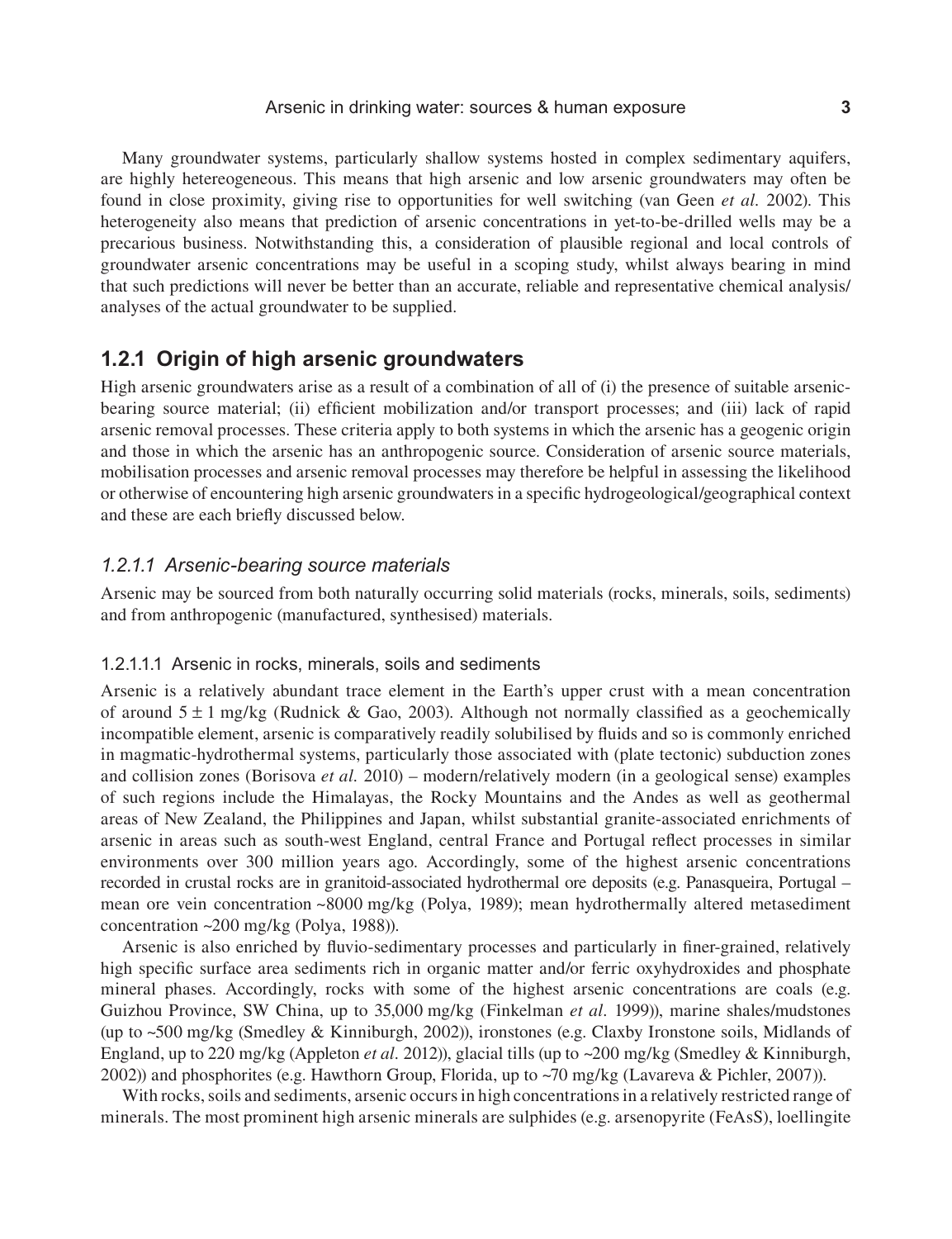Many groundwater systems, particularly shallow systems hosted in complex sedimentary aquifers, are highly hetereogeneous. This means that high arsenic and low arsenic groundwaters may often be found in close proximity, giving rise to opportunities for well switching (van Geen *et al.* 2002). This heterogeneity also means that prediction of arsenic concentrations in yet-to-be-drilled wells may be a precarious business. Notwithstanding this, a consideration of plausible regional and local controls of groundwater arsenic concentrations may be useful in a scoping study, whilst always bearing in mind that such predictions will never be better than an accurate, reliable and representative chemical analysis/analyses of the actual groundwater to be supplied.

## 1.2.1 Origin of high arsenic groundwaters

High arsenic groundwaters arise as a result of a combination of all of (i) the presence of suitable arsenic-bearing source material; (ii) efficient mobilization and/or transport processes; and (iii) lack of rapid arsenic removal processes. These criteria apply to both systems in which the arsenic has a geogenic origin and those in which the arsenic has an anthropogenic source. Consideration of arsenic source materials, mobilisation processes and arsenic removal processes may therefore be helpful in assessing the likelihood or otherwise of encountering high arsenic groundwaters in a specific hydrogeological/geographical context and these are each briefly discussed below.

### *1.2.1.1 Arsenic-bearing source materials*

Arsenic may be sourced from both naturally occurring solid materials (rocks, minerals, soils, sediments) and from anthropogenic (manufactured, synthesised) materials.

#### 1.2.1.1.1 Arsenic in rocks, minerals, soils and sediments

Arsenic is a relatively abundant trace element in the Earth's upper crust with a mean concentration of around $5 \pm 1$ mg/kg (Rudnick & Gao, 2003). Although not normally classified as a geochemically incompatible element, arsenic is comparatively readily solubilised by fluids and so is commonly enriched in magmatic-hydrothermal systems, particularly those associated with (plate tectonic) subduction zones and collision zones (Borisova *et al.* 2010) – modern/relatively modern (in a geological sense) examples of such regions include the Himalayas, the Rocky Mountains and the Andes as well as geothermal areas of New Zealand, the Philippines and Japan, whilst substantial granite-associated enrichments of arsenic in areas such as south-west England, central France and Portugal reflect processes in similar environments over 300 million years ago. Accordingly, some of the highest arsenic concentrations recorded in crustal rocks are in granitoid-associated hydrothermal ore deposits (e.g. Panasqueira, Portugal – mean ore vein concentration ~8000 mg/kg (Polya, 1989); mean hydrothermally altered metasediment concentration ~200 mg/kg (Polya, 1988)).

Arsenic is also enriched by fluvio-sedimentary processes and particularly in finer-grained, relatively high specific surface area sediments rich in organic matter and/or ferric oxyhydroxides and phosphate mineral phases. Accordingly, rocks with some of the highest arsenic concentrations are coals (e.g. Guizhou Province, SW China, up to 35,000 mg/kg (Finkelman *et al.* 1999)), marine shales/mudstones (up to ~500 mg/kg (Smedley & Kinniburgh, 2002)), ironstones (e.g. Claxby Ironstone soils, Midlands of England, up to 220 mg/kg (Appleton *et al.* 2012)), glacial tills (up to ~200 mg/kg (Smedley & Kinniburgh, 2002)) and phosphorites (e.g. Hawthorn Group, Florida, up to ~70 mg/kg (Lavareva & Pichler, 2007)).

With rocks, soils and sediments, arsenic occurs in high concentrations in a relatively restricted range of minerals. The most prominent high arsenic minerals are sulphides (e.g. arsenopyrite (FeAsS), loellingite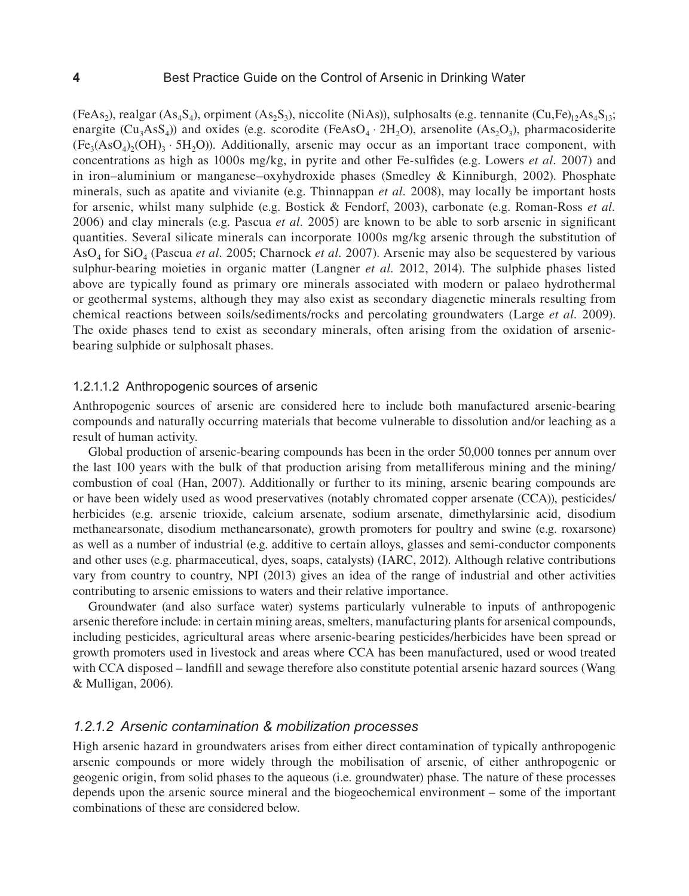($FeAs_2$), realgar ($As_4S_4$), orpiment ($As_2S_3$), niccolite ($NiAs$)), sulphosalts (e.g. tennanite $(Cu,Fe)_{12}As_4S_{13}$; enargite ($Cu_3AsS_4$)) and oxides (e.g. scorodite ($FeAsO_4 \cdot 2H_2O$), arsenolite ($As_2O_3$), pharmacosiderite ($Fe_3(AsO_4)_2(OH)_3 \cdot 5H_2O$)). Additionally, arsenic may occur as an important trace component, with concentrations as high as 1000s mg/kg, in pyrite and other Fe-sulfides (e.g. Lowers *et al.* 2007) and in iron–aluminium or manganese–oxyhydroxide phases (Smedley & Kinniburgh, 2002). Phosphate minerals, such as apatite and vivianite (e.g. Thinnappan *et al.* 2008), may locally be important hosts for arsenic, whilst many sulphide (e.g. Bostick & Fendorf, 2003), carbonate (e.g. Roman-Ross *et al.* 2006) and clay minerals (e.g. Pascua *et al.* 2005) are known to be able to sorb arsenic in significant quantities. Several silicate minerals can incorporate 1000s mg/kg arsenic through the substitution of $AsO_4$ for $SiO_4$ (Pascua *et al.* 2005; Charnock *et al.* 2007). Arsenic may also be sequestered by various sulphur-bearing moieties in organic matter (Langner *et al.* 2012, 2014). The sulphide phases listed above are typically found as primary ore minerals associated with modern or palaeo hydrothermal or geothermal systems, although they may also exist as secondary diagenetic minerals resulting from chemical reactions between soils/sediments/rocks and percolating groundwaters (Large *et al.* 2009). The oxide phases tend to exist as secondary minerals, often arising from the oxidation of arsenic-bearing sulphide or sulphosalt phases.

#### 1.2.1.1.2 Anthropogenic sources of arsenic

Anthropogenic sources of arsenic are considered here to include both manufactured arsenic-bearing compounds and naturally occurring materials that become vulnerable to dissolution and/or leaching as a result of human activity.

Global production of arsenic-bearing compounds has been in the order 50,000 tonnes per annum over the last 100 years with the bulk of that production arising from metalliferous mining and the mining/combustion of coal (Han, 2007). Additionally or further to its mining, arsenic bearing compounds are or have been widely used as wood preservatives (notably chromated copper arsenate (CCA)), pesticides/herbicides (e.g. arsenic trioxide, calcium arsenate, sodium arsenate, dimethylarsinic acid, disodium methanearsonate, disodium methanearsonate), growth promoters for poultry and swine (e.g. roxarsone) as well as a number of industrial (e.g. additive to certain alloys, glasses and semi-conductor components and other uses (e.g. pharmaceutical, dyes, soaps, catalysts) (IARC, 2012). Although relative contributions vary from country to country, NPI (2013) gives an idea of the range of industrial and other activities contributing to arsenic emissions to waters and their relative importance.

Groundwater (and also surface water) systems particularly vulnerable to inputs of anthropogenic arsenic therefore include: in certain mining areas, smelters, manufacturing plants for arsenical compounds, including pesticides, agricultural areas where arsenic-bearing pesticides/herbicides have been spread or growth promoters used in livestock and areas where CCA has been manufactured, used or wood treated with CCA disposed – landfill and sewage therefore also constitute potential arsenic hazard sources (Wang & Mulligan, 2006).

### *1.2.1.2 Arsenic contamination & mobilization processes*

High arsenic hazard in groundwaters arises from either direct contamination of typically anthropogenic arsenic compounds or more widely through the mobilisation of arsenic, of either anthropogenic or geogenic origin, from solid phases to the aqueous (i.e. groundwater) phase. The nature of these processes depends upon the arsenic source mineral and the biogeochemical environment – some of the important combinations of these are considered below.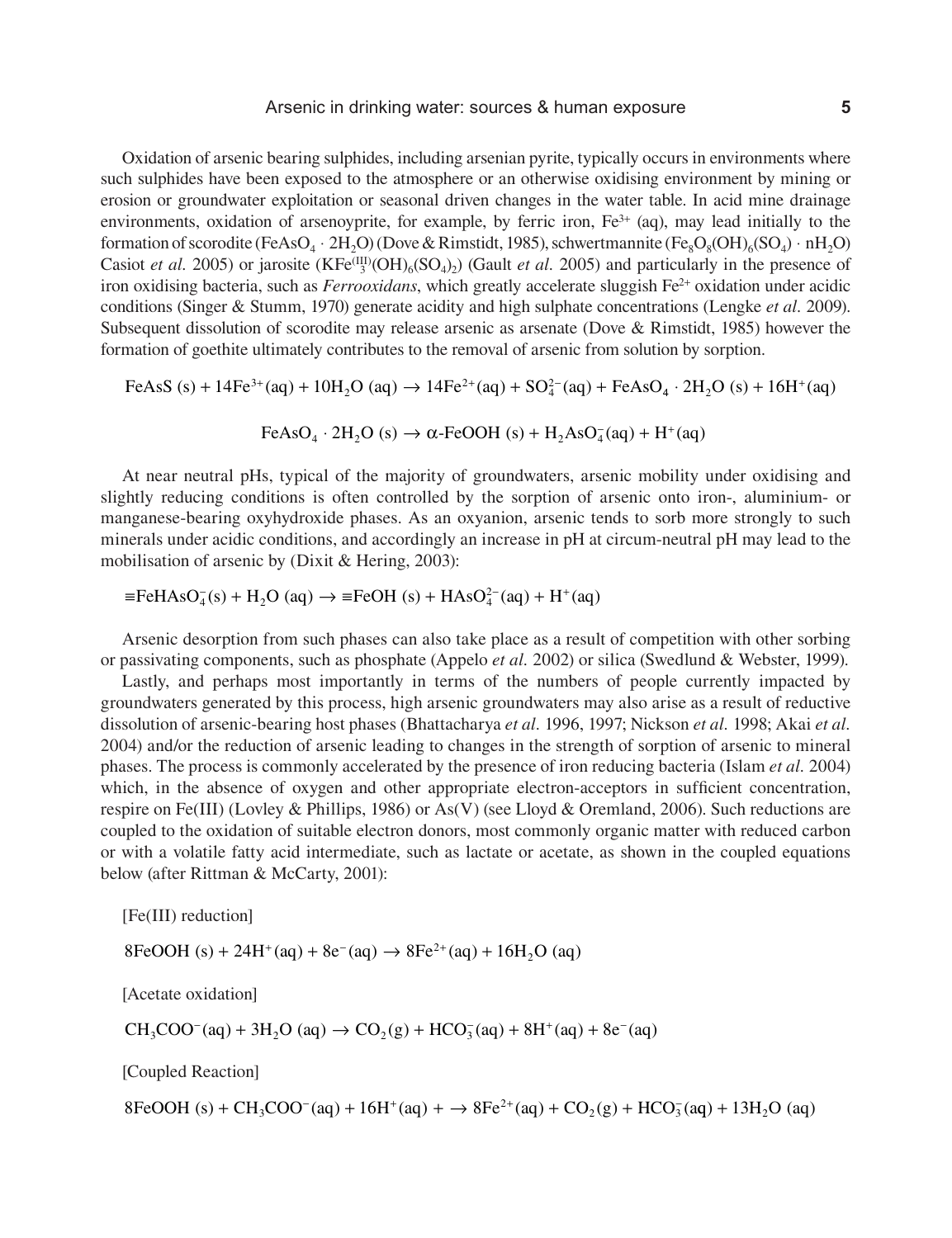Oxidation of arsenic bearing sulphides, including arsenian pyrite, typically occurs in environments where such sulphides have been exposed to the atmosphere or an otherwise oxidising environment by mining or erosion or groundwater exploitation or seasonal driven changes in the water table. In acid mine drainage environments, oxidation of arsenoyprite, for example, by ferric iron, $Fe^{3+}$ (aq), may lead initially to the formation of scorodite ($FeAsO_4 \cdot 2H_2O$) (Dove & Rimstidt, 1985), schwertmannite ($Fe_8O_8(OH)_6(SO_4) \cdot nH_2O$) Casiot *et al.* 2005) or jarosite ($KFe^{(III)}_3(OH)_6(SO_4)_2$) (Gault *et al.* 2005) and particularly in the presence of iron oxidising bacteria, such as *Ferrooxidans*, which greatly accelerate sluggish $Fe^{2+}$ oxidation under acidic conditions (Singer & Stumm, 1970) generate acidity and high sulphate concentrations (Lengke *et al.* 2009). Subsequent dissolution of scorodite may release arsenic as arsenate (Dove & Rimstidt, 1985) however the formation of goethite ultimately contributes to the removal of arsenic from solution by sorption.

$$\mathrm{FeAsS\ (s) + 14Fe^{3+}(aq) + 10H_2O\ (aq) \rightarrow 14Fe^{2+}(aq) + SO_4^{2-}(aq) + FeAsO_4 \cdot 2H_2O\ (s) + 16H^+(aq)}$$

$$\mathrm{FeAsO_4 \cdot 2H_2O\ (s) \rightarrow \alpha\text{-}FeOOH\ (s) + H_2AsO_4^-(aq) + H^+(aq)}$$

At near neutral pHs, typical of the majority of groundwaters, arsenic mobility under oxidising and slightly reducing conditions is often controlled by the sorption of arsenic onto iron-, aluminium- or manganese-bearing oxyhydroxide phases. As an oxyanion, arsenic tends to sorb more strongly to such minerals under acidic conditions, and accordingly an increase in pH at circum-neutral pH may lead to the mobilisation of arsenic by (Dixit & Hering, 2003):

$$\mathrm{\equiv FeHAsO_4^-(s) + H_2O\ (aq) \rightarrow \equiv FeOH\ (s) + HAsO_4^{2-}(aq) + H^+(aq)}$$

Arsenic desorption from such phases can also take place as a result of competition with other sorbing or passivating components, such as phosphate (Appelo *et al.* 2002) or silica (Swedlund & Webster, 1999).

Lastly, and perhaps most importantly in terms of the numbers of people currently impacted by groundwaters generated by this process, high arsenic groundwaters may also arise as a result of reductive dissolution of arsenic-bearing host phases (Bhattacharya *et al.* 1996, 1997; Nickson *et al.* 1998; Akai *et al.* 2004) and/or the reduction of arsenic leading to changes in the strength of sorption of arsenic to mineral phases. The process is commonly accelerated by the presence of iron reducing bacteria (Islam *et al.* 2004) which, in the absence of oxygen and other appropriate electron-acceptors in sufficient concentration, respire on Fe(III) (Lovley & Phillips, 1986) or As(V) (see Lloyd & Oremland, 2006). Such reductions are coupled to the oxidation of suitable electron donors, most commonly organic matter with reduced carbon or with a volatile fatty acid intermediate, such as lactate or acetate, as shown in the coupled equations below (after Rittman & McCarty, 2001):

[Fe(III) reduction]

$$\mathrm{8FeOOH\ (s) + 24H^+(aq) + 8e^-(aq) \rightarrow 8Fe^{2+}(aq) + 16H_2O\ (aq)}$$

[Acetate oxidation]

$$\mathrm{CH_3COO^-(aq) + 3H_2O\ (aq) \rightarrow CO_2(g) + HCO_3^-(aq) + 8H^+(aq) + 8e^-(aq)}$$

[Coupled Reaction]

$$\mathrm{8FeOOH\ (s) + CH_3COO^-(aq) + 16H^+(aq) + \rightarrow 8Fe^{2+}(aq) + CO_2(g) + HCO_3^-(aq) + 13H_2O\ (aq)}$$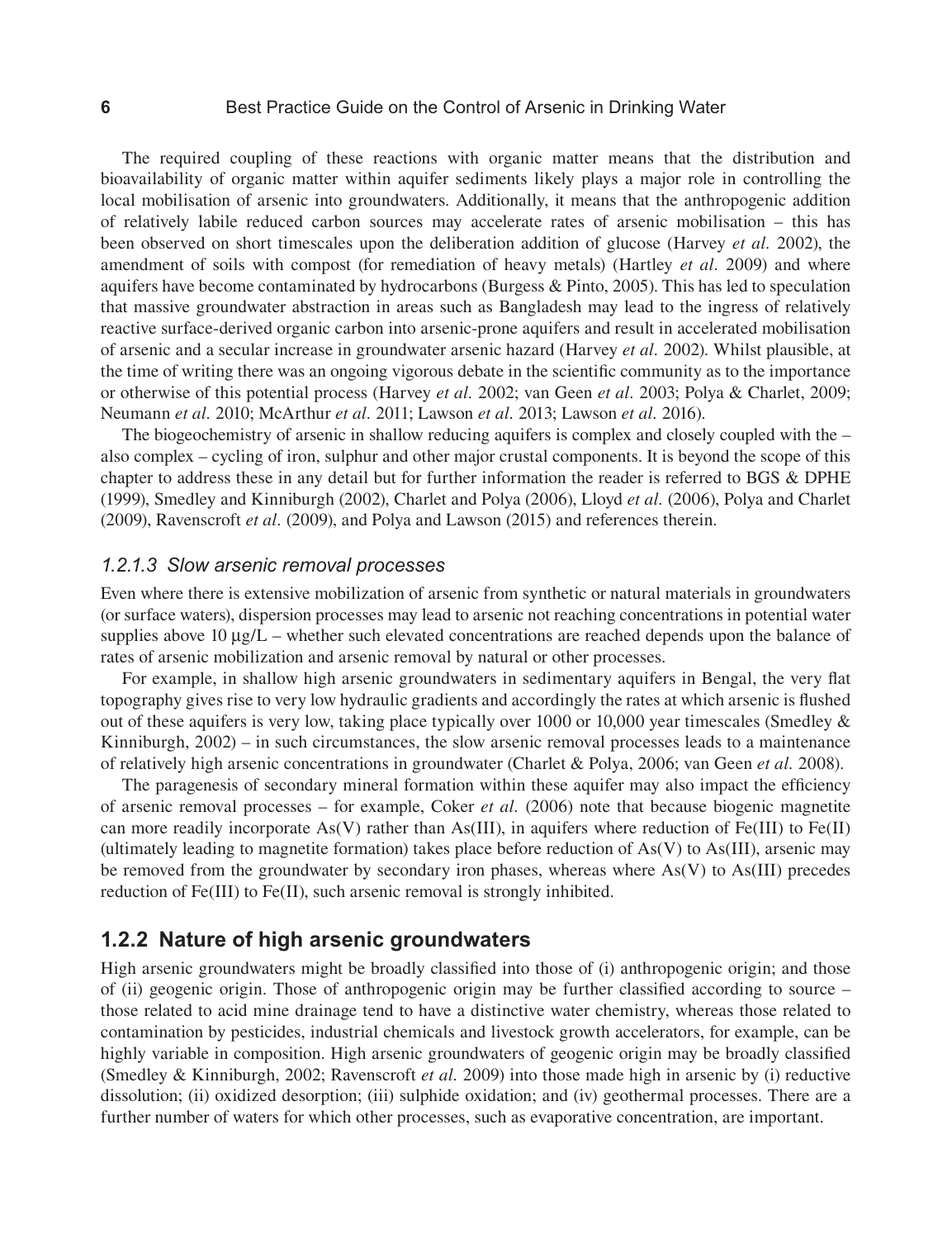The required coupling of these reactions with organic matter means that the distribution and bioavailability of organic matter within aquifer sediments likely plays a major role in controlling the local mobilisation of arsenic into groundwaters. Additionally, it means that the anthropogenic addition of relatively labile reduced carbon sources may accelerate rates of arsenic mobilisation – this has been observed on short timescales upon the deliberation addition of glucose (Harvey *et al.* 2002), the amendment of soils with compost (for remediation of heavy metals) (Hartley *et al.* 2009) and where aquifers have become contaminated by hydrocarbons (Burgess & Pinto, 2005). This has led to speculation that massive groundwater abstraction in areas such as Bangladesh may lead to the ingress of relatively reactive surface-derived organic carbon into arsenic-prone aquifers and result in accelerated mobilisation of arsenic and a secular increase in groundwater arsenic hazard (Harvey *et al.* 2002). Whilst plausible, at the time of writing there was an ongoing vigorous debate in the scientific community as to the importance or otherwise of this potential process (Harvey *et al.* 2002; van Geen *et al.* 2003; Polya & Charlet, 2009; Neumann *et al.* 2010; McArthur *et al.* 2011; Lawson *et al.* 2013; Lawson *et al.* 2016).

The biogeochemistry of arsenic in shallow reducing aquifers is complex and closely coupled with the – also complex – cycling of iron, sulphur and other major crustal components. It is beyond the scope of this chapter to address these in any detail but for further information the reader is referred to BGS & DPHE (1999), Smedley and Kinniburgh (2002), Charlet and Polya (2006), Lloyd *et al.* (2006), Polya and Charlet (2009), Ravenscroft *et al.* (2009), and Polya and Lawson (2015) and references therein.

#### *1.2.1.3 Slow arsenic removal processes*

Even where there is extensive mobilization of arsenic from synthetic or natural materials in groundwaters (or surface waters), dispersion processes may lead to arsenic not reaching concentrations in potential water supplies above 10 µg/L – whether such elevated concentrations are reached depends upon the balance of rates of arsenic mobilization and arsenic removal by natural or other processes.

For example, in shallow high arsenic groundwaters in sedimentary aquifers in Bengal, the very flat topography gives rise to very low hydraulic gradients and accordingly the rates at which arsenic is flushed out of these aquifers is very low, taking place typically over 1000 or 10,000 year timescales (Smedley & Kinniburgh, 2002) – in such circumstances, the slow arsenic removal processes leads to a maintenance of relatively high arsenic concentrations in groundwater (Charlet & Polya, 2006; van Geen *et al.* 2008).

The paragenesis of secondary mineral formation within these aquifer may also impact the efficiency of arsenic removal processes – for example, Coker *et al.* (2006) note that because biogenic magnetite can more readily incorporate As(V) rather than As(III), in aquifers where reduction of Fe(III) to Fe(II) (ultimately leading to magnetite formation) takes place before reduction of As(V) to As(III), arsenic may be removed from the groundwater by secondary iron phases, whereas where As(V) to As(III) precedes reduction of Fe(III) to Fe(II), such arsenic removal is strongly inhibited.

### 1.2.2 Nature of high arsenic groundwaters

High arsenic groundwaters might be broadly classified into those of (i) anthropogenic origin; and those of (ii) geogenic origin. Those of anthropogenic origin may be further classified according to source – those related to acid mine drainage tend to have a distinctive water chemistry, whereas those related to contamination by pesticides, industrial chemicals and livestock growth accelerators, for example, can be highly variable in composition. High arsenic groundwaters of geogenic origin may be broadly classified (Smedley & Kinniburgh, 2002; Ravenscroft *et al.* 2009) into those made high in arsenic by (i) reductive dissolution; (ii) oxidized desorption; (iii) sulphide oxidation; and (iv) geothermal processes. There are a further number of waters for which other processes, such as evaporative concentration, are important.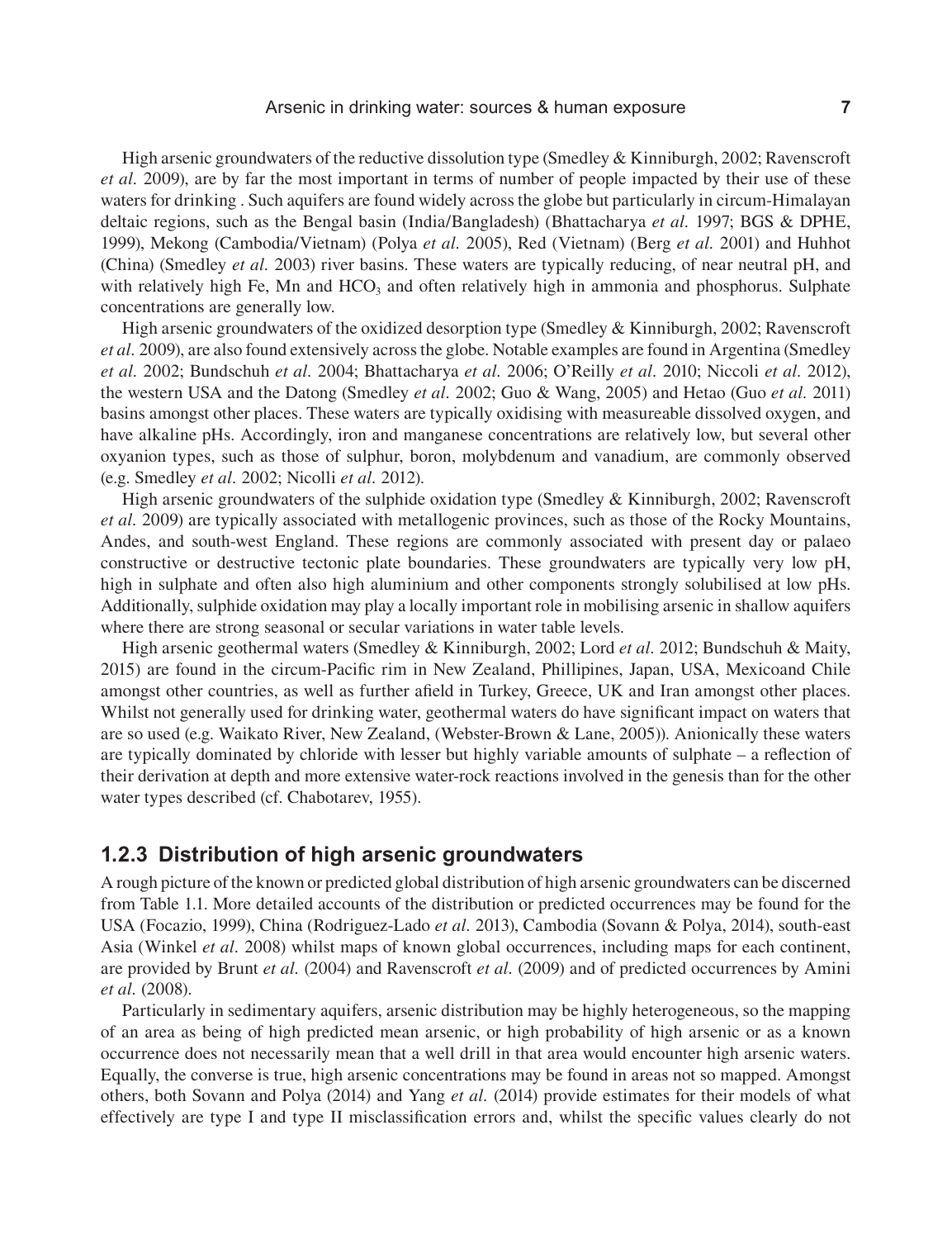High arsenic groundwaters of the reductive dissolution type (Smedley & Kinniburgh, 2002; Ravenscroft *et al.* 2009), are by far the most important in terms of number of people impacted by their use of these waters for drinking . Such aquifers are found widely across the globe but particularly in circum-Himalayan deltaic regions, such as the Bengal basin (India/Bangladesh) (Bhattacharya *et al.* 1997; BGS & DPHE, 1999), Mekong (Cambodia/Vietnam) (Polya *et al.* 2005), Red (Vietnam) (Berg *et al.* 2001) and Huhhot (China) (Smedley *et al.* 2003) river basins. These waters are typically reducing, of near neutral pH, and with relatively high Fe, Mn and $HCO_3$ and often relatively high in ammonia and phosphorus. Sulphate concentrations are generally low.

High arsenic groundwaters of the oxidized desorption type (Smedley & Kinniburgh, 2002; Ravenscroft *et al.* 2009), are also found extensively across the globe. Notable examples are found in Argentina (Smedley *et al.* 2002; Bundschuh *et al.* 2004; Bhattacharya *et al.* 2006; O'Reilly *et al.* 2010; Niccoli *et al.* 2012), the western USA and the Datong (Smedley *et al.* 2002; Guo & Wang, 2005) and Hetao (Guo *et al.* 2011) basins amongst other places. These waters are typically oxidising with measureable dissolved oxygen, and have alkaline pHs. Accordingly, iron and manganese concentrations are relatively low, but several other oxyanion types, such as those of sulphur, boron, molybdenum and vanadium, are commonly observed (e.g. Smedley *et al.* 2002; Nicolli *et al.* 2012).

High arsenic groundwaters of the sulphide oxidation type (Smedley & Kinniburgh, 2002; Ravenscroft *et al.* 2009) are typically associated with metallogenic provinces, such as those of the Rocky Mountains, Andes, and south-west England. These regions are commonly associated with present day or palaeo constructive or destructive tectonic plate boundaries. These groundwaters are typically very low pH, high in sulphate and often also high aluminium and other components strongly solubilised at low pHs. Additionally, sulphide oxidation may play a locally important role in mobilising arsenic in shallow aquifers where there are strong seasonal or secular variations in water table levels.

High arsenic geothermal waters (Smedley & Kinniburgh, 2002; Lord *et al.* 2012; Bundschuh & Maity, 2015) are found in the circum-Pacific rim in New Zealand, Phillipines, Japan, USA, Mexicoand Chile amongst other countries, as well as further afield in Turkey, Greece, UK and Iran amongst other places. Whilst not generally used for drinking water, geothermal waters do have significant impact on waters that are so used (e.g. Waikato River, New Zealand, (Webster-Brown & Lane, 2005)). Anionically these waters are typically dominated by chloride with lesser but highly variable amounts of sulphate – a reflection of their derivation at depth and more extensive water-rock reactions involved in the genesis than for the other water types described (cf. Chabotarev, 1955).

### 1.2.3 Distribution of high arsenic groundwaters

A rough picture of the known or predicted global distribution of high arsenic groundwaters can be discerned from Table 1.1. More detailed accounts of the distribution or predicted occurrences may be found for the USA (Focazio, 1999), China (Rodriguez-Lado *et al.* 2013), Cambodia (Sovann & Polya, 2014), south-east Asia (Winkel *et al.* 2008) whilst maps of known global occurrences, including maps for each continent, are provided by Brunt *et al.* (2004) and Ravenscroft *et al.* (2009) and of predicted occurrences by Amini *et al.* (2008).

Particularly in sedimentary aquifers, arsenic distribution may be highly heterogeneous, so the mapping of an area as being of high predicted mean arsenic, or high probability of high arsenic or as a known occurrence does not necessarily mean that a well drill in that area would encounter high arsenic waters. Equally, the converse is true, high arsenic concentrations may be found in areas not so mapped. Amongst others, both Sovann and Polya (2014) and Yang *et al.* (2014) provide estimates for their models of what effectively are type I and type II misclassification errors and, whilst the specific values clearly do not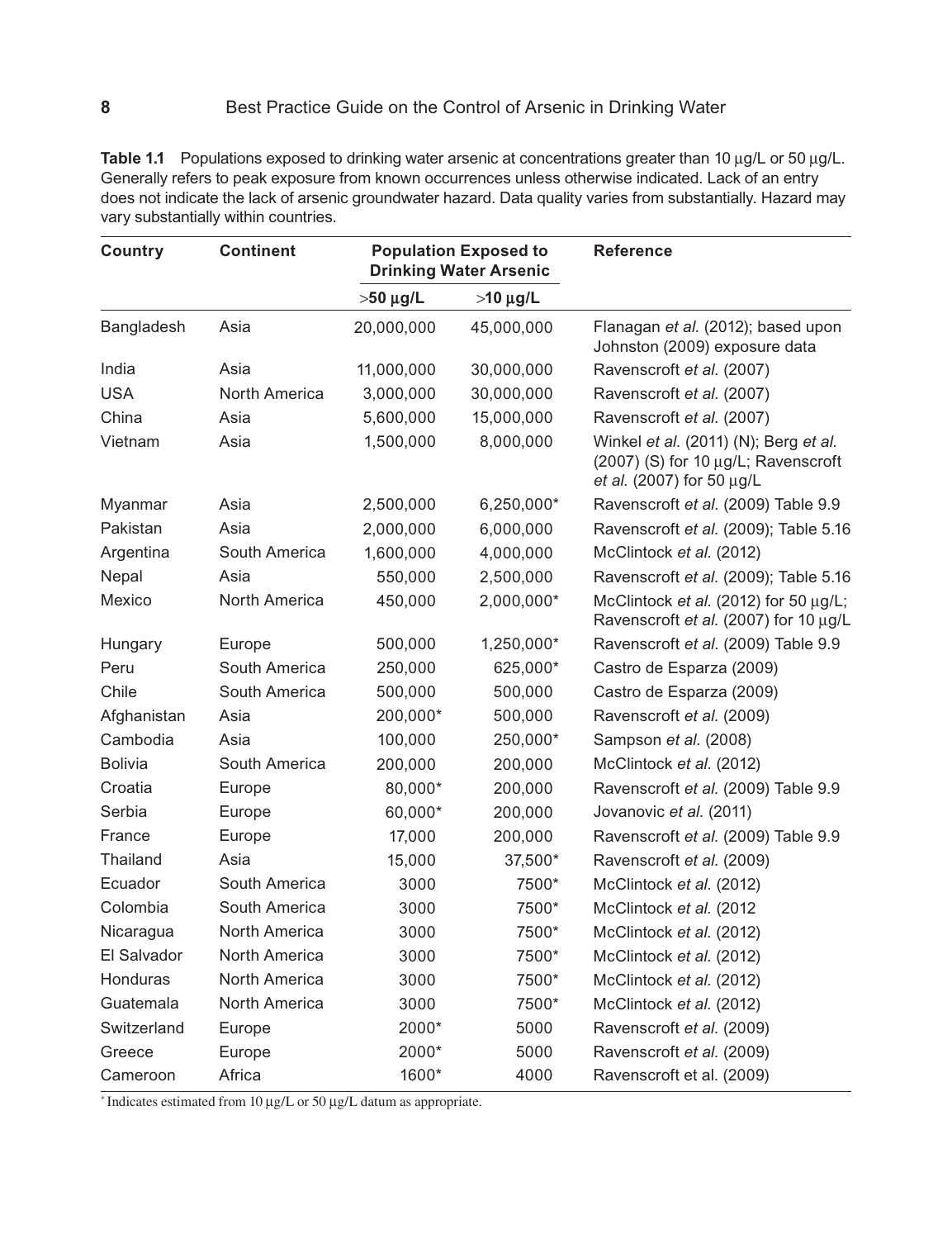**Table 1.1** Populations exposed to drinking water arsenic at concentrations greater than 10 μg/L or 50 μg/L. Generally refers to peak exposure from known occurrences unless otherwise indicated. Lack of an entry does not indicate the lack of arsenic groundwater hazard. Data quality varies from substantially. Hazard may vary substantially within countries.

| Country | Continent | Population Exposed to Drinking Water Arsenic | | Reference |
|---|---|---|---|---|
| | | >50 μg/L | >10 μg/L | |
| Bangladesh | Asia | 20,000,000 | 45,000,000 | Flanagan *et al.* (2012); based upon Johnston (2009) exposure data |
| India | Asia | 11,000,000 | 30,000,000 | Ravenscroft *et al.* (2007) |
| USA | North America | 3,000,000 | 30,000,000 | Ravenscroft *et al.* (2007) |
| China | Asia | 5,600,000 | 15,000,000 | Ravenscroft *et al.* (2007) |
| Vietnam | Asia | 1,500,000 | 8,000,000 | Winkel *et al.* (2011) (N); Berg *et al.* (2007) (S) for 10 μg/L; Ravenscroft *et al.* (2007) for 50 μg/L |
| Myanmar | Asia | 2,500,000 | 6,250,000* | Ravenscroft *et al.* (2009) Table 9.9 |
| Pakistan | Asia | 2,000,000 | 6,000,000 | Ravenscroft *et al.* (2009); Table 5.16 |
| Argentina | South America | 1,600,000 | 4,000,000 | McClintock *et al.* (2012) |
| Nepal | Asia | 550,000 | 2,500,000 | Ravenscroft *et al.* (2009); Table 5.16 |
| Mexico | North America | 450,000 | 2,000,000* | McClintock *et al.* (2012) for 50 μg/L; Ravenscroft *et al.* (2007) for 10 μg/L |
| Hungary | Europe | 500,000 | 1,250,000* | Ravenscroft *et al.* (2009) Table 9.9 |
| Peru | South America | 250,000 | 625,000* | Castro de Esparza (2009) |
| Chile | South America | 500,000 | 500,000 | Castro de Esparza (2009) |
| Afghanistan | Asia | 200,000* | 500,000 | Ravenscroft *et al.* (2009) |
| Cambodia | Asia | 100,000 | 250,000* | Sampson *et al.* (2008) |
| Bolivia | South America | 200,000 | 200,000 | McClintock *et al.* (2012) |
| Croatia | Europe | 80,000* | 200,000 | Ravenscroft *et al.* (2009) Table 9.9 |
| Serbia | Europe | 60,000* | 200,000 | Jovanovic *et al.* (2011) |
| France | Europe | 17,000 | 200,000 | Ravenscroft *et al.* (2009) Table 9.9 |
| Thailand | Asia | 15,000 | 37,500* | Ravenscroft *et al.* (2009) |
| Ecuador | South America | 3000 | 7500* | McClintock *et al.* (2012) |
| Colombia | South America | 3000 | 7500* | McClintock *et al.* (2012 |
| Nicaragua | North America | 3000 | 7500* | McClintock *et al.* (2012) |
| El Salvador | North America | 3000 | 7500* | McClintock *et al.* (2012) |
| Honduras | North America | 3000 | 7500* | McClintock *et al.* (2012) |
| Guatemala | North America | 3000 | 7500* | McClintock *et al.* (2012) |
| Switzerland | Europe | 2000* | 5000 | Ravenscroft *et al.* (2009) |
| Greece | Europe | 2000* | 5000 | Ravenscroft *et al.* (2009) |
| Cameroon | Africa | 1600* | 4000 | Ravenscroft et al. (2009) |

\* Indicates estimated from 10 μg/L or 50 μg/L datum as appropriate.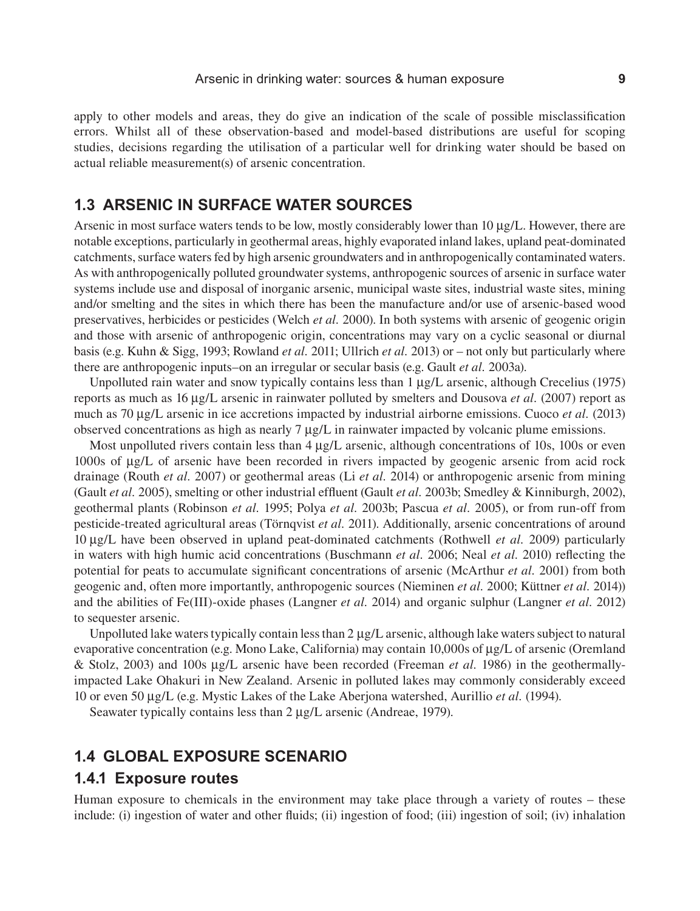apply to other models and areas, they do give an indication of the scale of possible misclassification errors. Whilst all of these observation-based and model-based distributions are useful for scoping studies, decisions regarding the utilisation of a particular well for drinking water should be based on actual reliable measurement(s) of arsenic concentration.

## 1.3 ARSENIC IN SURFACE WATER SOURCES

Arsenic in most surface waters tends to be low, mostly considerably lower than 10 µg/L. However, there are notable exceptions, particularly in geothermal areas, highly evaporated inland lakes, upland peat-dominated catchments, surface waters fed by high arsenic groundwaters and in anthropogenically contaminated waters. As with anthropogenically polluted groundwater systems, anthropogenic sources of arsenic in surface water systems include use and disposal of inorganic arsenic, municipal waste sites, industrial waste sites, mining and/or smelting and the sites in which there has been the manufacture and/or use of arsenic-based wood preservatives, herbicides or pesticides (Welch *et al.* 2000). In both systems with arsenic of geogenic origin and those with arsenic of anthropogenic origin, concentrations may vary on a cyclic seasonal or diurnal basis (e.g. Kuhn & Sigg, 1993; Rowland *et al.* 2011; Ullrich *et al.* 2013) or – not only but particularly where there are anthropogenic inputs–on an irregular or secular basis (e.g. Gault *et al.* 2003a).

Unpolluted rain water and snow typically contains less than 1 µg/L arsenic, although Crecelius (1975) reports as much as 16 µg/L arsenic in rainwater polluted by smelters and Dousova *et al.* (2007) report as much as 70 µg/L arsenic in ice accretions impacted by industrial airborne emissions. Cuoco *et al.* (2013) observed concentrations as high as nearly 7 µg/L in rainwater impacted by volcanic plume emissions.

Most unpolluted rivers contain less than 4 µg/L arsenic, although concentrations of 10s, 100s or even 1000s of µg/L of arsenic have been recorded in rivers impacted by geogenic arsenic from acid rock drainage (Routh *et al.* 2007) or geothermal areas (Li *et al.* 2014) or anthropogenic arsenic from mining (Gault *et al.* 2005), smelting or other industrial effluent (Gault *et al.* 2003b; Smedley & Kinniburgh, 2002), geothermal plants (Robinson *et al.* 1995; Polya *et al.* 2003b; Pascua *et al.* 2005), or from run-off from pesticide-treated agricultural areas (Törnqvist *et al.* 2011). Additionally, arsenic concentrations of around 10 µg/L have been observed in upland peat-dominated catchments (Rothwell *et al.* 2009) particularly in waters with high humic acid concentrations (Buschmann *et al.* 2006; Neal *et al.* 2010) reflecting the potential for peats to accumulate significant concentrations of arsenic (McArthur *et al.* 2001) from both geogenic and, often more importantly, anthropogenic sources (Nieminen *et al.* 2000; Küttner *et al.* 2014)) and the abilities of Fe(III)-oxide phases (Langner *et al.* 2014) and organic sulphur (Langner *et al.* 2012) to sequester arsenic.

Unpolluted lake waters typically contain less than 2 µg/L arsenic, although lake waters subject to natural evaporative concentration (e.g. Mono Lake, California) may contain 10,000s of µg/L of arsenic (Oremland & Stolz, 2003) and 100s µg/L arsenic have been recorded (Freeman *et al.* 1986) in the geothermally-impacted Lake Ohakuri in New Zealand. Arsenic in polluted lakes may commonly considerably exceed 10 or even 50 µg/L (e.g. Mystic Lakes of the Lake Aberjona watershed, Aurillio *et al.* (1994).

Seawater typically contains less than 2 µg/L arsenic (Andreae, 1979).

## 1.4 GLOBAL EXPOSURE SCENARIO

### 1.4.1 Exposure routes

Human exposure to chemicals in the environment may take place through a variety of routes – these include: (i) ingestion of water and other fluids; (ii) ingestion of food; (iii) ingestion of soil; (iv) inhalation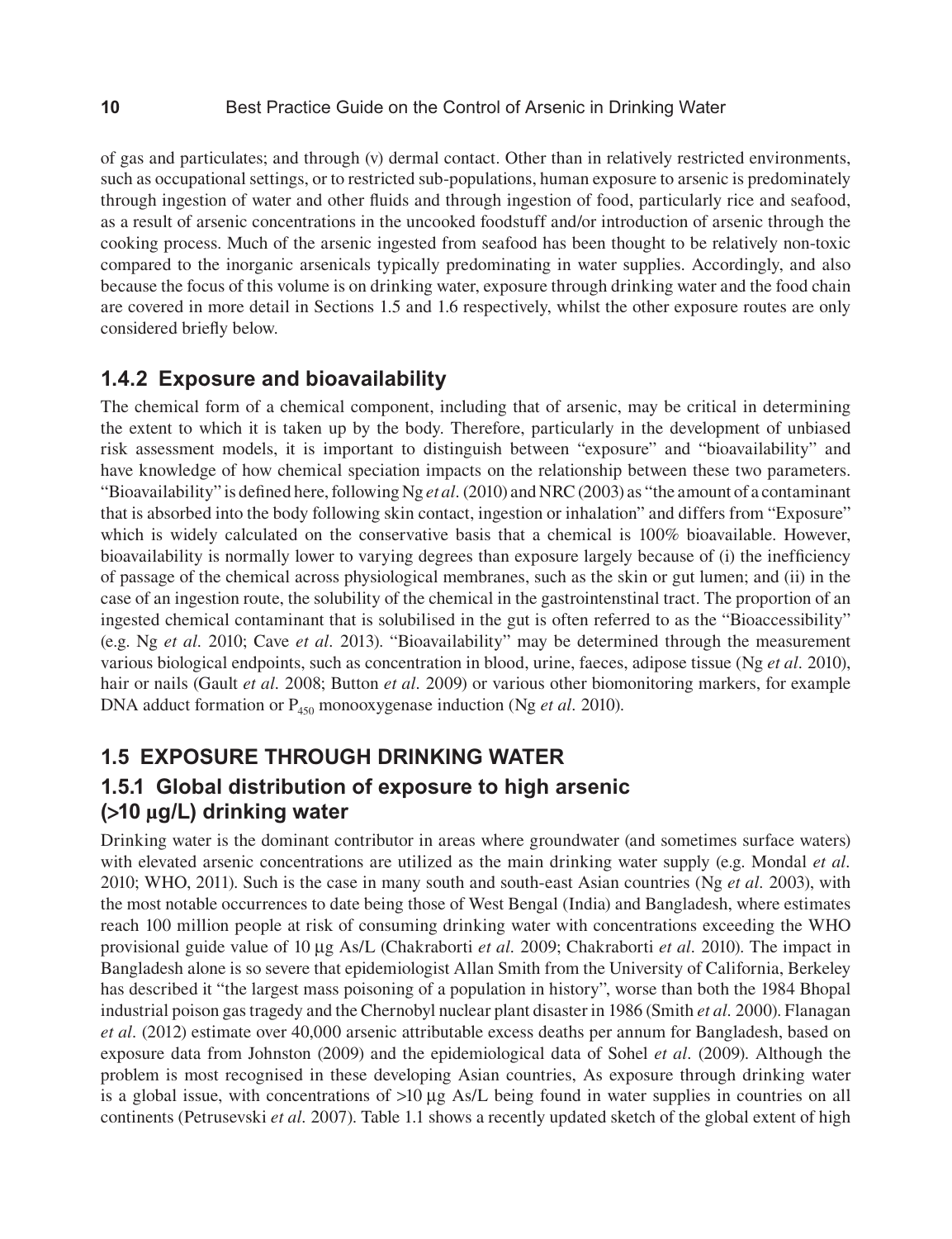of gas and particulates; and through (v) dermal contact. Other than in relatively restricted environments, such as occupational settings, or to restricted sub-populations, human exposure to arsenic is predominately through ingestion of water and other fluids and through ingestion of food, particularly rice and seafood, as a result of arsenic concentrations in the uncooked foodstuff and/or introduction of arsenic through the cooking process. Much of the arsenic ingested from seafood has been thought to be relatively non-toxic compared to the inorganic arsenicals typically predominating in water supplies. Accordingly, and also because the focus of this volume is on drinking water, exposure through drinking water and the food chain are covered in more detail in Sections 1.5 and 1.6 respectively, whilst the other exposure routes are only considered briefly below.

### 1.4.2 Exposure and bioavailability

The chemical form of a chemical component, including that of arsenic, may be critical in determining the extent to which it is taken up by the body. Therefore, particularly in the development of unbiased risk assessment models, it is important to distinguish between "exposure" and "bioavailability" and have knowledge of how chemical speciation impacts on the relationship between these two parameters. "Bioavailability" is defined here, following Ng *et al*. (2010) and NRC (2003) as "the amount of a contaminant that is absorbed into the body following skin contact, ingestion or inhalation" and differs from "Exposure" which is widely calculated on the conservative basis that a chemical is 100% bioavailable. However, bioavailability is normally lower to varying degrees than exposure largely because of (i) the inefficiency of passage of the chemical across physiological membranes, such as the skin or gut lumen; and (ii) in the case of an ingestion route, the solubility of the chemical in the gastrointenstinal tract. The proportion of an ingested chemical contaminant that is solubilised in the gut is often referred to as the "Bioaccessibility" (e.g. Ng *et al*. 2010; Cave *et al*. 2013). "Bioavailability" may be determined through the measurement various biological endpoints, such as concentration in blood, urine, faeces, adipose tissue (Ng *et al*. 2010), hair or nails (Gault *et al*. 2008; Button *et al*. 2009) or various other biomonitoring markers, for example DNA adduct formation or $P_{450}$ monooxygenase induction (Ng *et al*. 2010).

## 1.5 EXPOSURE THROUGH DRINKING WATER

### 1.5.1 Global distribution of exposure to high arsenic (>10 μg/L) drinking water

Drinking water is the dominant contributor in areas where groundwater (and sometimes surface waters) with elevated arsenic concentrations are utilized as the main drinking water supply (e.g. Mondal *et al*. 2010; WHO, 2011). Such is the case in many south and south-east Asian countries (Ng *et al*. 2003), with the most notable occurrences to date being those of West Bengal (India) and Bangladesh, where estimates reach 100 million people at risk of consuming drinking water with concentrations exceeding the WHO provisional guide value of 10 μg As/L (Chakraborti *et al*. 2009; Chakraborti *et al*. 2010). The impact in Bangladesh alone is so severe that epidemiologist Allan Smith from the University of California, Berkeley has described it "the largest mass poisoning of a population in history", worse than both the 1984 Bhopal industrial poison gas tragedy and the Chernobyl nuclear plant disaster in 1986 (Smith *et al*. 2000). Flanagan *et al*. (2012) estimate over 40,000 arsenic attributable excess deaths per annum for Bangladesh, based on exposure data from Johnston (2009) and the epidemiological data of Sohel *et al*. (2009). Although the problem is most recognised in these developing Asian countries, As exposure through drinking water is a global issue, with concentrations of >10 μg As/L being found in water supplies in countries on all continents (Petrusevski *et al*. 2007). Table 1.1 shows a recently updated sketch of the global extent of high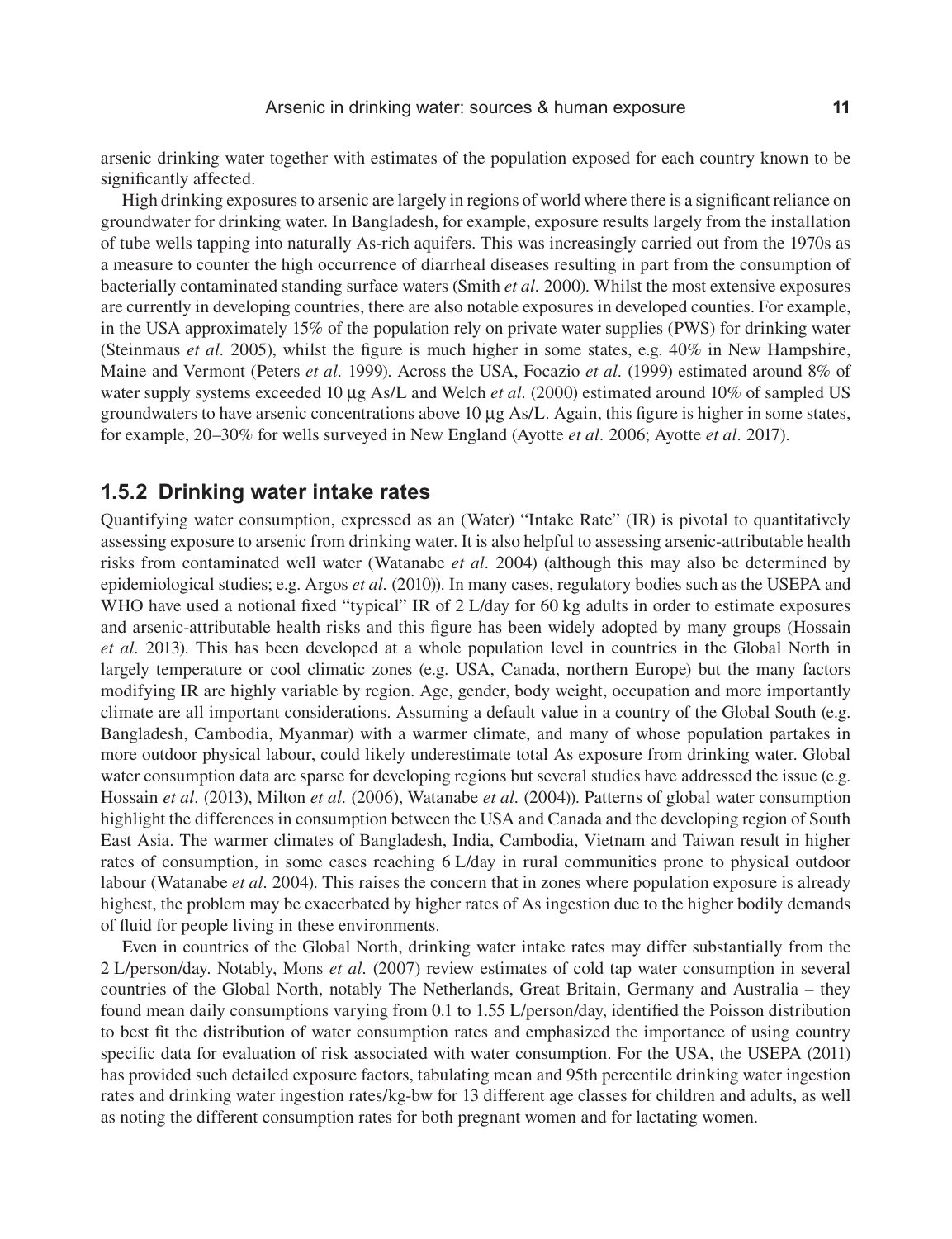arsenic drinking water together with estimates of the population exposed for each country known to be significantly affected.

High drinking exposures to arsenic are largely in regions of world where there is a significant reliance on groundwater for drinking water. In Bangladesh, for example, exposure results largely from the installation of tube wells tapping into naturally As-rich aquifers. This was increasingly carried out from the 1970s as a measure to counter the high occurrence of diarrheal diseases resulting in part from the consumption of bacterially contaminated standing surface waters (Smith *et al.* 2000). Whilst the most extensive exposures are currently in developing countries, there are also notable exposures in developed counties. For example, in the USA approximately 15% of the population rely on private water supplies (PWS) for drinking water (Steinmaus *et al.* 2005), whilst the figure is much higher in some states, e.g. 40% in New Hampshire, Maine and Vermont (Peters *et al.* 1999). Across the USA, Focazio *et al.* (1999) estimated around 8% of water supply systems exceeded 10 µg As/L and Welch *et al.* (2000) estimated around 10% of sampled US groundwaters to have arsenic concentrations above 10 µg As/L. Again, this figure is higher in some states, for example, 20–30% for wells surveyed in New England (Ayotte *et al.* 2006; Ayotte *et al.* 2017).

### 1.5.2 Drinking water intake rates

Quantifying water consumption, expressed as an (Water) "Intake Rate" (IR) is pivotal to quantitatively assessing exposure to arsenic from drinking water. It is also helpful to assessing arsenic-attributable health risks from contaminated well water (Watanabe *et al.* 2004) (although this may also be determined by epidemiological studies; e.g. Argos *et al.* (2010)). In many cases, regulatory bodies such as the USEPA and WHO have used a notional fixed "typical" IR of 2 L/day for 60 kg adults in order to estimate exposures and arsenic-attributable health risks and this figure has been widely adopted by many groups (Hossain *et al.* 2013). This has been developed at a whole population level in countries in the Global North in largely temperature or cool climatic zones (e.g. USA, Canada, northern Europe) but the many factors modifying IR are highly variable by region. Age, gender, body weight, occupation and more importantly climate are all important considerations. Assuming a default value in a country of the Global South (e.g. Bangladesh, Cambodia, Myanmar) with a warmer climate, and many of whose population partakes in more outdoor physical labour, could likely underestimate total As exposure from drinking water. Global water consumption data are sparse for developing regions but several studies have addressed the issue (e.g. Hossain *et al.* (2013), Milton *et al.* (2006), Watanabe *et al.* (2004)). Patterns of global water consumption highlight the differences in consumption between the USA and Canada and the developing region of South East Asia. The warmer climates of Bangladesh, India, Cambodia, Vietnam and Taiwan result in higher rates of consumption, in some cases reaching 6 L/day in rural communities prone to physical outdoor labour (Watanabe *et al.* 2004). This raises the concern that in zones where population exposure is already highest, the problem may be exacerbated by higher rates of As ingestion due to the higher bodily demands of fluid for people living in these environments.

Even in countries of the Global North, drinking water intake rates may differ substantially from the 2 L/person/day. Notably, Mons *et al.* (2007) review estimates of cold tap water consumption in several countries of the Global North, notably The Netherlands, Great Britain, Germany and Australia – they found mean daily consumptions varying from 0.1 to 1.55 L/person/day, identified the Poisson distribution to best fit the distribution of water consumption rates and emphasized the importance of using country specific data for evaluation of risk associated with water consumption. For the USA, the USEPA (2011) has provided such detailed exposure factors, tabulating mean and 95th percentile drinking water ingestion rates and drinking water ingestion rates/kg-bw for 13 different age classes for children and adults, as well as noting the different consumption rates for both pregnant women and for lactating women.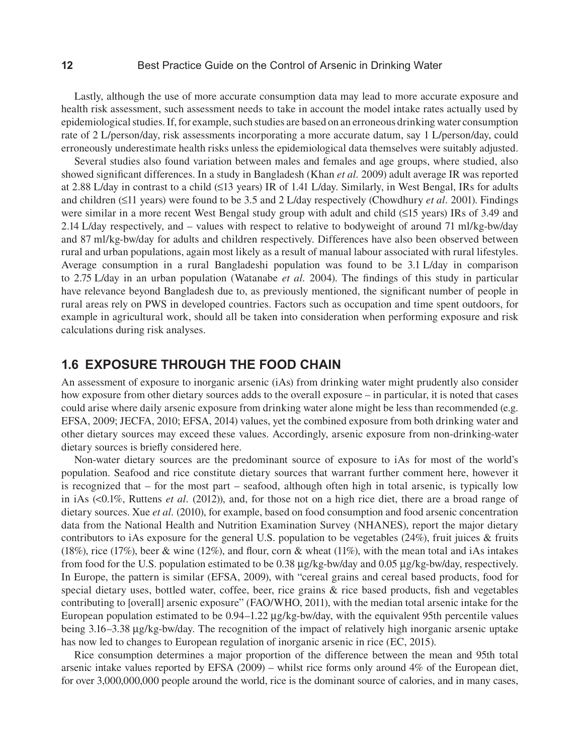Lastly, although the use of more accurate consumption data may lead to more accurate exposure and health risk assessment, such assessment needs to take in account the model intake rates actually used by epidemiological studies. If, for example, such studies are based on an erroneous drinking water consumption rate of 2 L/person/day, risk assessments incorporating a more accurate datum, say 1 L/person/day, could erroneously underestimate health risks unless the epidemiological data themselves were suitably adjusted.

Several studies also found variation between males and females and age groups, where studied, also showed significant differences. In a study in Bangladesh (Khan *et al.* 2009) adult average IR was reported at 2.88 L/day in contrast to a child (≤13 years) IR of 1.41 L/day. Similarly, in West Bengal, IRs for adults and children (≤11 years) were found to be 3.5 and 2 L/day respectively (Chowdhury *et al.* 2001). Findings were similar in a more recent West Bengal study group with adult and child (≤15 years) IRs of 3.49 and 2.14 L/day respectively, and – values with respect to relative to bodyweight of around 71 ml/kg-bw/day and 87 ml/kg-bw/day for adults and children respectively. Differences have also been observed between rural and urban populations, again most likely as a result of manual labour associated with rural lifestyles. Average consumption in a rural Bangladeshi population was found to be 3.1 L/day in comparison to 2.75 L/day in an urban population (Watanabe *et al.* 2004). The findings of this study in particular have relevance beyond Bangladesh due to, as previously mentioned, the significant number of people in rural areas rely on PWS in developed countries. Factors such as occupation and time spent outdoors, for example in agricultural work, should all be taken into consideration when performing exposure and risk calculations during risk analyses.

## 1.6 EXPOSURE THROUGH THE FOOD CHAIN

An assessment of exposure to inorganic arsenic (iAs) from drinking water might prudently also consider how exposure from other dietary sources adds to the overall exposure – in particular, it is noted that cases could arise where daily arsenic exposure from drinking water alone might be less than recommended (e.g. EFSA, 2009; JECFA, 2010; EFSA, 2014) values, yet the combined exposure from both drinking water and other dietary sources may exceed these values. Accordingly, arsenic exposure from non-drinking-water dietary sources is briefly considered here.

Non-water dietary sources are the predominant source of exposure to iAs for most of the world's population. Seafood and rice constitute dietary sources that warrant further comment here, however it is recognized that – for the most part – seafood, although often high in total arsenic, is typically low in iAs (<0.1%, Ruttens *et al.* (2012)), and, for those not on a high rice diet, there are a broad range of dietary sources. Xue *et al.* (2010), for example, based on food consumption and food arsenic concentration data from the National Health and Nutrition Examination Survey (NHANES), report the major dietary contributors to iAs exposure for the general U.S. population to be vegetables (24%), fruit juices & fruits (18%), rice (17%), beer & wine (12%), and flour, corn & wheat (11%), with the mean total and iAs intakes from food for the U.S. population estimated to be 0.38 μg/kg-bw/day and 0.05 μg/kg-bw/day, respectively. In Europe, the pattern is similar (EFSA, 2009), with "cereal grains and cereal based products, food for special dietary uses, bottled water, coffee, beer, rice grains & rice based products, fish and vegetables contributing to [overall] arsenic exposure" (FAO/WHO, 2011), with the median total arsenic intake for the European population estimated to be 0.94–1.22 μg/kg-bw/day, with the equivalent 95th percentile values being 3.16–3.38 μg/kg-bw/day. The recognition of the impact of relatively high inorganic arsenic uptake has now led to changes to European regulation of inorganic arsenic in rice (EC, 2015).

Rice consumption determines a major proportion of the difference between the mean and 95th total arsenic intake values reported by EFSA (2009) – whilst rice forms only around 4% of the European diet, for over 3,000,000,000 people around the world, rice is the dominant source of calories, and in many cases,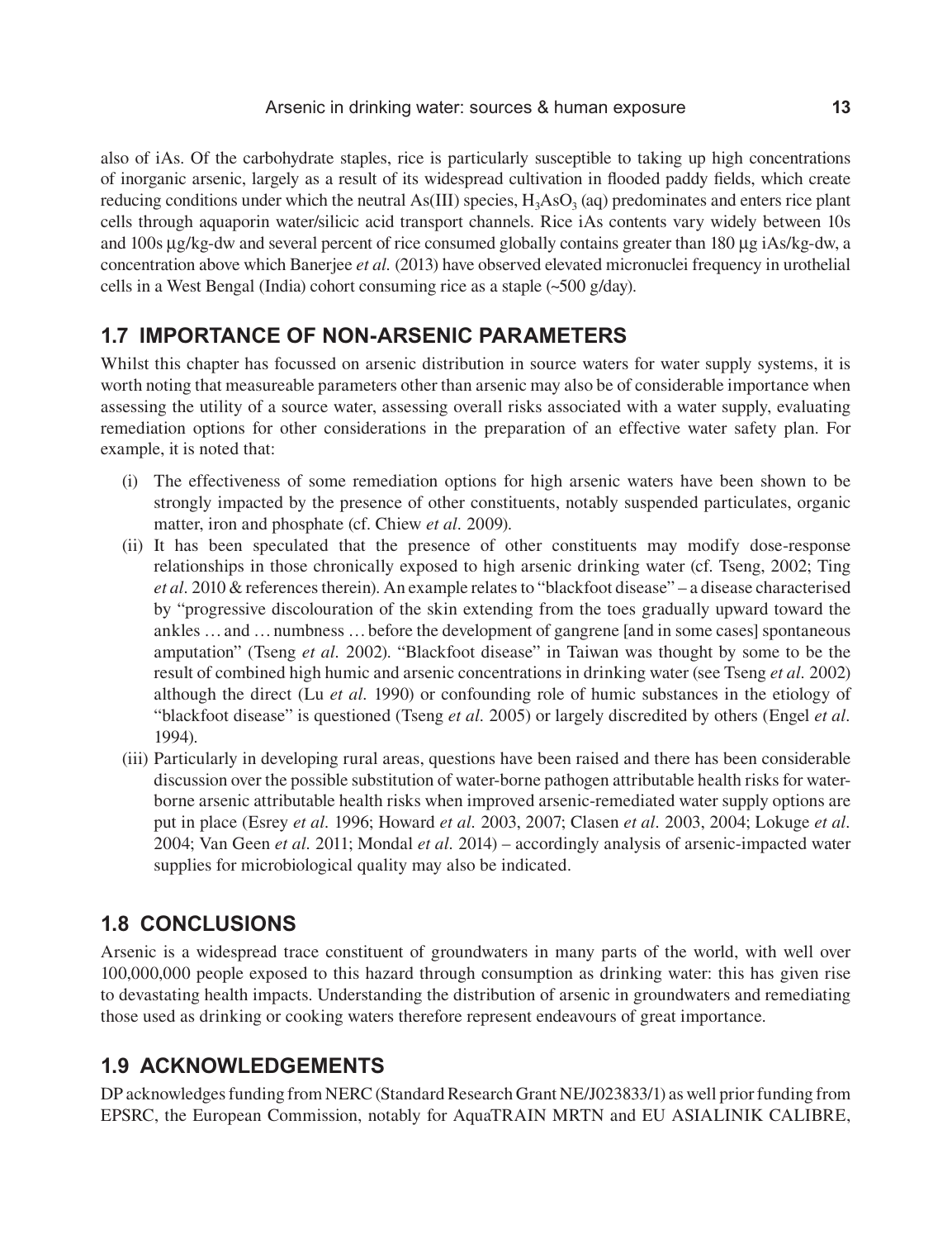also of iAs. Of the carbohydrate staples, rice is particularly susceptible to taking up high concentrations of inorganic arsenic, largely as a result of its widespread cultivation in flooded paddy fields, which create reducing conditions under which the neutral As(III) species, $H_3AsO_3$ (aq) predominates and enters rice plant cells through aquaporin water/silicic acid transport channels. Rice iAs contents vary widely between 10s and 100s μg/kg-dw and several percent of rice consumed globally contains greater than 180 μg iAs/kg-dw, a concentration above which Banerjee *et al.* (2013) have observed elevated micronuclei frequency in urothelial cells in a West Bengal (India) cohort consuming rice as a staple (~500 g/day).

## 1.7 IMPORTANCE OF NON-ARSENIC PARAMETERS

Whilst this chapter has focussed on arsenic distribution in source waters for water supply systems, it is worth noting that measureable parameters other than arsenic may also be of considerable importance when assessing the utility of a source water, assessing overall risks associated with a water supply, evaluating remediation options for other considerations in the preparation of an effective water safety plan. For example, it is noted that:

(i) The effectiveness of some remediation options for high arsenic waters have been shown to be strongly impacted by the presence of other constituents, notably suspended particulates, organic matter, iron and phosphate (cf. Chiew *et al.* 2009).

(ii) It has been speculated that the presence of other constituents may modify dose-response relationships in those chronically exposed to high arsenic drinking water (cf. Tseng, 2002; Ting *et al*. 2010 & references therein). An example relates to "blackfoot disease" – a disease characterised by "progressive discolouration of the skin extending from the toes gradually upward toward the ankles … and … numbness … before the development of gangrene [and in some cases] spontaneous amputation" (Tseng *et al.* 2002). "Blackfoot disease" in Taiwan was thought by some to be the result of combined high humic and arsenic concentrations in drinking water (see Tseng *et al.* 2002) although the direct (Lu *et al.* 1990) or confounding role of humic substances in the etiology of "blackfoot disease" is questioned (Tseng *et al.* 2005) or largely discredited by others (Engel *et al.* 1994).

(iii) Particularly in developing rural areas, questions have been raised and there has been considerable discussion over the possible substitution of water-borne pathogen attributable health risks for water-borne arsenic attributable health risks when improved arsenic-remediated water supply options are put in place (Esrey *et al.* 1996; Howard *et al.* 2003, 2007; Clasen *et al.* 2003, 2004; Lokuge *et al.* 2004; Van Geen *et al.* 2011; Mondal *et al.* 2014) – accordingly analysis of arsenic-impacted water supplies for microbiological quality may also be indicated.

## 1.8 CONCLUSIONS

Arsenic is a widespread trace constituent of groundwaters in many parts of the world, with well over 100,000,000 people exposed to this hazard through consumption as drinking water: this has given rise to devastating health impacts. Understanding the distribution of arsenic in groundwaters and remediating those used as drinking or cooking waters therefore represent endeavours of great importance.

## 1.9 ACKNOWLEDGEMENTS

DP acknowledges funding from NERC (Standard Research Grant NE/J023833/1) as well prior funding from EPSRC, the European Commission, notably for AquaTRAIN MRTN and EU ASIALINIK CALIBRE,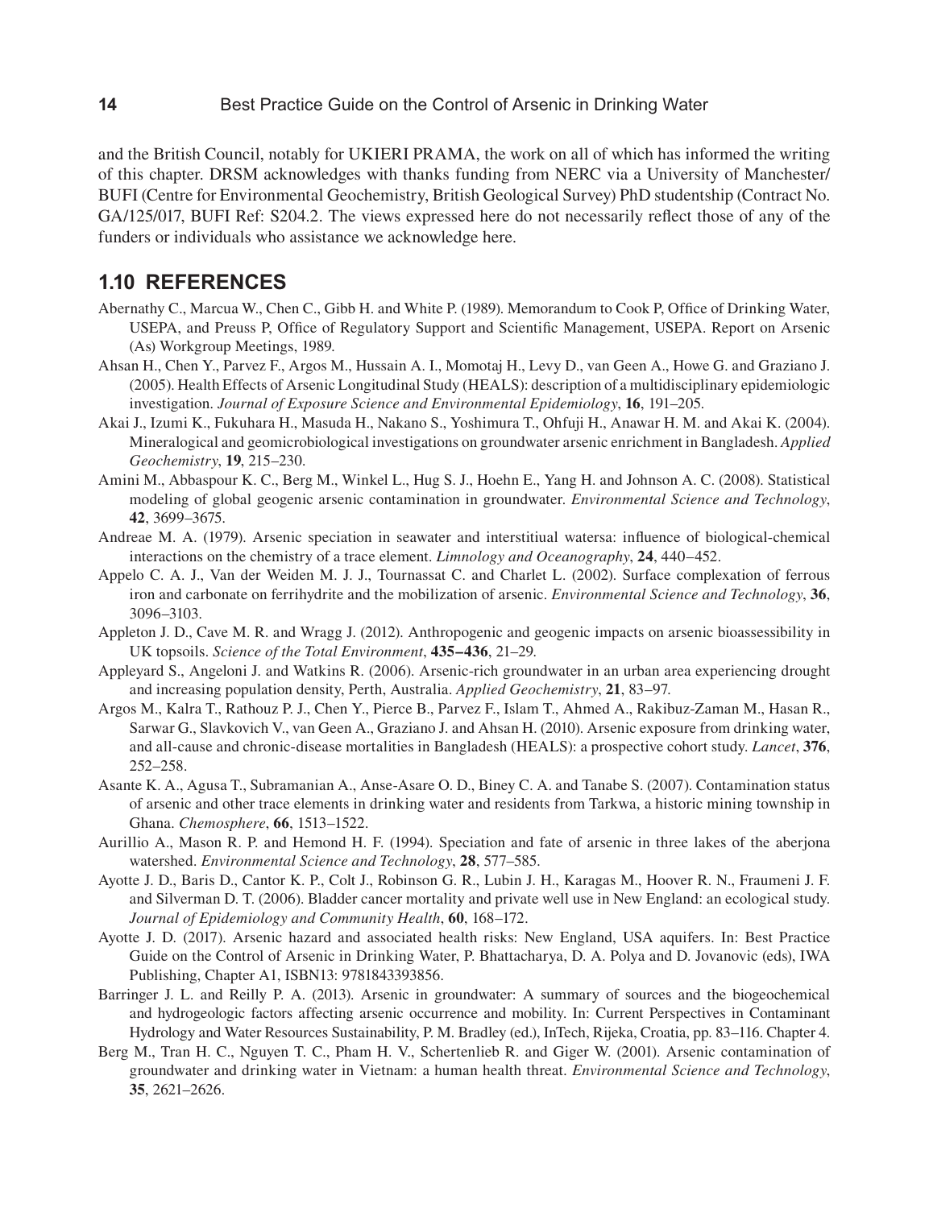and the British Council, notably for UKIERI PRAMA, the work on all of which has informed the writing of this chapter. DRSM acknowledges with thanks funding from NERC via a University of Manchester/ BUFI (Centre for Environmental Geochemistry, British Geological Survey) PhD studentship (Contract No. GA/125/017, BUFI Ref: S204.2. The views expressed here do not necessarily reflect those of any of the funders or individuals who assistance we acknowledge here.

## 1.10 REFERENCES

Abernathy C., Marcua W., Chen C., Gibb H. and White P. (1989). Memorandum to Cook P, Office of Drinking Water, USEPA, and Preuss P, Office of Regulatory Support and Scientific Management, USEPA. Report on Arsenic (As) Workgroup Meetings, 1989.

Ahsan H., Chen Y., Parvez F., Argos M., Hussain A. I., Momotaj H., Levy D., van Geen A., Howe G. and Graziano J. (2005). Health Effects of Arsenic Longitudinal Study (HEALS): description of a multidisciplinary epidemiologic investigation. *Journal of Exposure Science and Environmental Epidemiology*, **16**, 191–205.

Akai J., Izumi K., Fukuhara H., Masuda H., Nakano S., Yoshimura T., Ohfuji H., Anawar H. M. and Akai K. (2004). Mineralogical and geomicrobiological investigations on groundwater arsenic enrichment in Bangladesh. *Applied Geochemistry*, **19**, 215–230.

Amini M., Abbaspour K. C., Berg M., Winkel L., Hug S. J., Hoehn E., Yang H. and Johnson A. C. (2008). Statistical modeling of global geogenic arsenic contamination in groundwater. *Environmental Science and Technology*, **42**, 3699–3675.

Andreae M. A. (1979). Arsenic speciation in seawater and interstitiual watersa: influence of biological-chemical interactions on the chemistry of a trace element. *Limnology and Oceanography*, **24**, 440–452.

Appelo C. A. J., Van der Weiden M. J. J., Tournassat C. and Charlet L. (2002). Surface complexation of ferrous iron and carbonate on ferrihydrite and the mobilization of arsenic. *Environmental Science and Technology*, **36**, 3096–3103.

Appleton J. D., Cave M. R. and Wragg J. (2012). Anthropogenic and geogenic impacts on arsenic bioassessibility in UK topsoils. *Science of the Total Environment*, **435–436**, 21–29.

Appleyard S., Angeloni J. and Watkins R. (2006). Arsenic-rich groundwater in an urban area experiencing drought and increasing population density, Perth, Australia. *Applied Geochemistry*, **21**, 83–97.

Argos M., Kalra T., Rathouz P. J., Chen Y., Pierce B., Parvez F., Islam T., Ahmed A., Rakibuz-Zaman M., Hasan R., Sarwar G., Slavkovich V., van Geen A., Graziano J. and Ahsan H. (2010). Arsenic exposure from drinking water, and all-cause and chronic-disease mortalities in Bangladesh (HEALS): a prospective cohort study. *Lancet*, **376**, 252–258.

Asante K. A., Agusa T., Subramanian A., Anse-Asare O. D., Biney C. A. and Tanabe S. (2007). Contamination status of arsenic and other trace elements in drinking water and residents from Tarkwa, a historic mining township in Ghana. *Chemosphere*, **66**, 1513–1522.

Aurillio A., Mason R. P. and Hemond H. F. (1994). Speciation and fate of arsenic in three lakes of the aberjona watershed. *Environmental Science and Technology*, **28**, 577–585.

Ayotte J. D., Baris D., Cantor K. P., Colt J., Robinson G. R., Lubin J. H., Karagas M., Hoover R. N., Fraumeni J. F. and Silverman D. T. (2006). Bladder cancer mortality and private well use in New England: an ecological study. *Journal of Epidemiology and Community Health*, **60**, 168–172.

Ayotte J. D. (2017). Arsenic hazard and associated health risks: New England, USA aquifers. In: Best Practice Guide on the Control of Arsenic in Drinking Water, P. Bhattacharya, D. A. Polya and D. Jovanovic (eds), IWA Publishing, Chapter A1, ISBN13: 9781843393856.

Barringer J. L. and Reilly P. A. (2013). Arsenic in groundwater: A summary of sources and the biogeochemical and hydrogeologic factors affecting arsenic occurrence and mobility. In: Current Perspectives in Contaminant Hydrology and Water Resources Sustainability, P. M. Bradley (ed.), InTech, Rijeka, Croatia, pp. 83–116. Chapter 4.

Berg M., Tran H. C., Nguyen T. C., Pham H. V., Schertenlieb R. and Giger W. (2001). Arsenic contamination of groundwater and drinking water in Vietnam: a human health threat. *Environmental Science and Technology*, **35**, 2621–2626.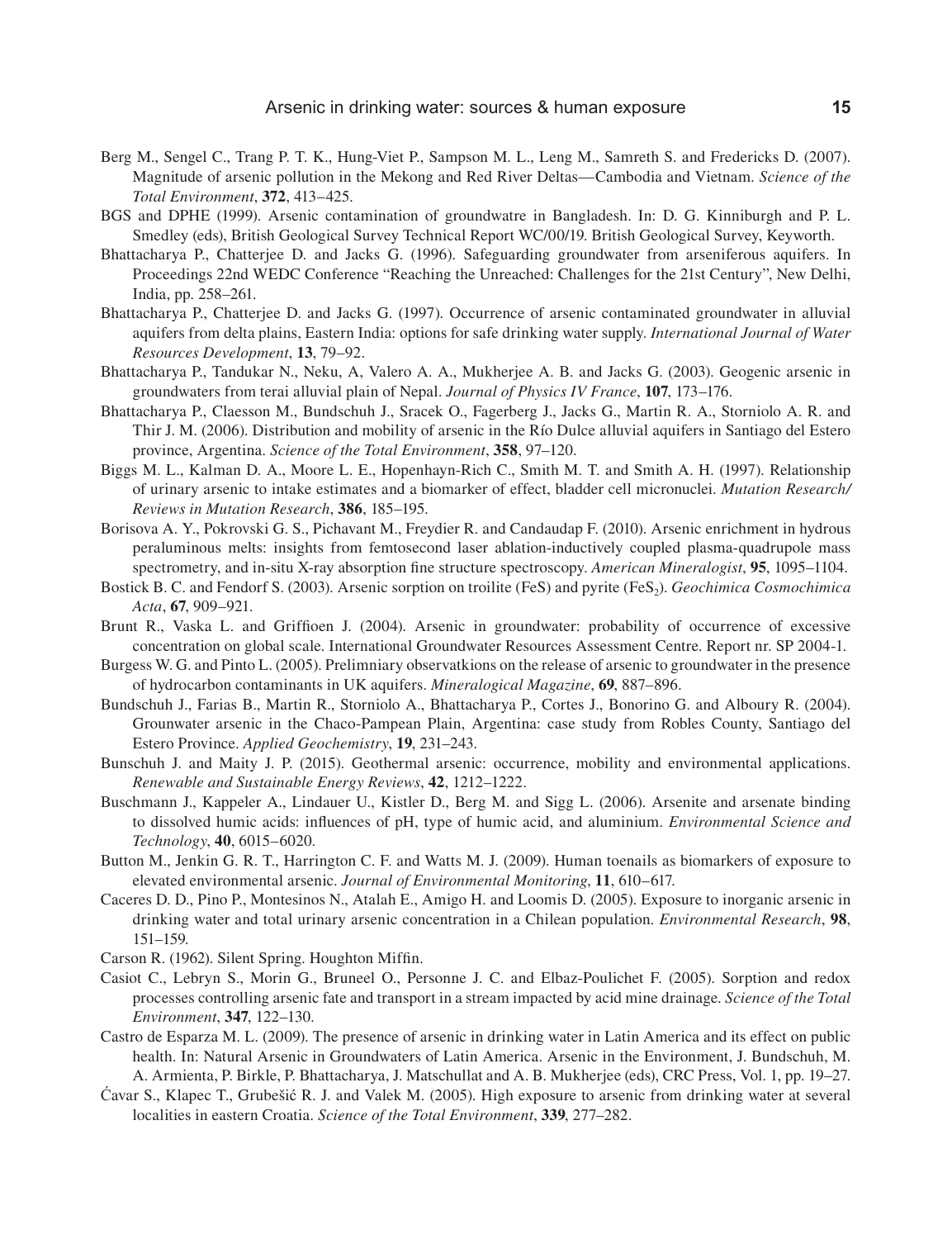Berg M., Sengel C., Trang P. T. K., Hung-Viet P., Sampson M. L., Leng M., Samreth S. and Fredericks D. (2007). Magnitude of arsenic pollution in the Mekong and Red River Deltas—Cambodia and Vietnam. *Science of the Total Environment*, **372**, 413–425.

BGS and DPHE (1999). Arsenic contamination of groundwatre in Bangladesh. In: D. G. Kinniburgh and P. L. Smedley (eds), British Geological Survey Technical Report WC/00/19. British Geological Survey, Keyworth.

Bhattacharya P., Chatterjee D. and Jacks G. (1996). Safeguarding groundwater from arseniferous aquifers. In Proceedings 22nd WEDC Conference "Reaching the Unreached: Challenges for the 21st Century", New Delhi, India, pp. 258–261.

Bhattacharya P., Chatterjee D. and Jacks G. (1997). Occurrence of arsenic contaminated groundwater in alluvial aquifers from delta plains, Eastern India: options for safe drinking water supply. *International Journal of Water Resources Development*, **13**, 79–92.

Bhattacharya P., Tandukar N., Neku, A, Valero A. A., Mukherjee A. B. and Jacks G. (2003). Geogenic arsenic in groundwaters from terai alluvial plain of Nepal. *Journal of Physics IV France*, **107**, 173–176.

Bhattacharya P., Claesson M., Bundschuh J., Sracek O., Fagerberg J., Jacks G., Martin R. A., Storniolo A. R. and Thir J. M. (2006). Distribution and mobility of arsenic in the Río Dulce alluvial aquifers in Santiago del Estero province, Argentina. *Science of the Total Environment*, **358**, 97–120.

Biggs M. L., Kalman D. A., Moore L. E., Hopenhayn-Rich C., Smith M. T. and Smith A. H. (1997). Relationship of urinary arsenic to intake estimates and a biomarker of effect, bladder cell micronuclei. *Mutation Research/Reviews in Mutation Research*, **386**, 185–195.

Borisova A. Y., Pokrovski G. S., Pichavant M., Freydier R. and Candaudap F. (2010). Arsenic enrichment in hydrous peraluminous melts: insights from femtosecond laser ablation-inductively coupled plasma-quadrupole mass spectrometry, and in-situ X-ray absorption fine structure spectroscopy. *American Mineralogist*, **95**, 1095–1104.

Bostick B. C. and Fendorf S. (2003). Arsenic sorption on troilite (FeS) and pyrite ($FeS_2$). *Geochimica Cosmochimica Acta*, **67**, 909–921.

Brunt R., Vaska L. and Griffioen J. (2004). Arsenic in groundwater: probability of occurrence of excessive concentration on global scale. International Groundwater Resources Assessment Centre. Report nr. SP 2004-1.

Burgess W. G. and Pinto L. (2005). Prelimnniary observatkions on the release of arsenic to groundwater in the presence of hydrocarbon contaminants in UK aquifers. *Mineralogical Magazine*, **69**, 887–896.

Bundschuh J., Farias B., Martin R., Storniolo A., Bhattacharya P., Cortes J., Bonorino G. and Alboury R. (2004). Grounwater arsenic in the Chaco-Pampean Plain, Argentina: case study from Robles County, Santiago del Estero Province. *Applied Geochemistry*, **19**, 231–243.

Bunschuh J. and Maity J. P. (2015). Geothermal arsenic: occurrence, mobility and environmental applications. *Renewable and Sustainable Energy Reviews*, **42**, 1212–1222.

Buschmann J., Kappeler A., Lindauer U., Kistler D., Berg M. and Sigg L. (2006). Arsenite and arsenate binding to dissolved humic acids: influences of pH, type of humic acid, and aluminium. *Environmental Science and Technology*, **40**, 6015–6020.

Button M., Jenkin G. R. T., Harrington C. F. and Watts M. J. (2009). Human toenails as biomarkers of exposure to elevated environmental arsenic. *Journal of Environmental Monitoring*, **11**, 610–617.

Caceres D. D., Pino P., Montesinos N., Atalah E., Amigo H. and Loomis D. (2005). Exposure to inorganic arsenic in drinking water and total urinary arsenic concentration in a Chilean population. *Environmental Research*, **98**, 151–159.

Carson R. (1962). Silent Spring. Houghton Mifflin.

Casiot C., Lebryn S., Morin G., Bruneel O., Personne J. C. and Elbaz-Poulichet F. (2005). Sorption and redox processes controlling arsenic fate and transport in a stream impacted by acid mine drainage. *Science of the Total Environment*, **347**, 122–130.

Castro de Esparza M. L. (2009). The presence of arsenic in drinking water in Latin America and its effect on public health. In: Natural Arsenic in Groundwaters of Latin America. Arsenic in the Environment, J. Bundschuh, M. A. Armienta, P. Birkle, P. Bhattacharya, J. Matschullat and A. B. Mukherjee (eds), CRC Press, Vol. 1, pp. 19–27.

Ćavar S., Klapec T., Grubešić R. J. and Valek M. (2005). High exposure to arsenic from drinking water at several localities in eastern Croatia. *Science of the Total Environment*, **339**, 277–282.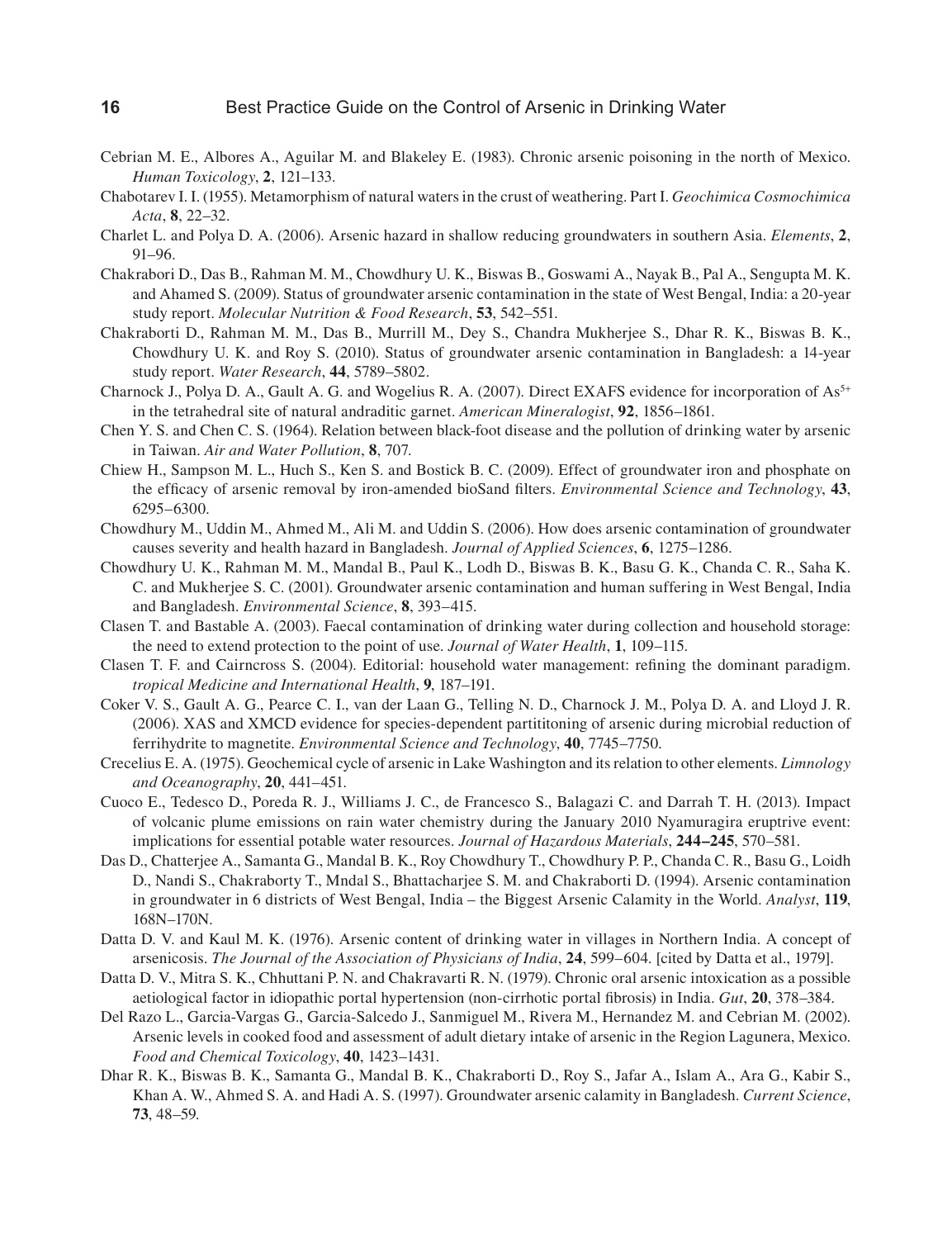Cebrian M. E., Albores A., Aguilar M. and Blakeley E. (1983). Chronic arsenic poisoning in the north of Mexico. *Human Toxicology*, **2**, 121–133.

Chabotarev I. I. (1955). Metamorphism of natural waters in the crust of weathering. Part I. *Geochimica Cosmochimica Acta*, **8**, 22–32.

Charlet L. and Polya D. A. (2006). Arsenic hazard in shallow reducing groundwaters in southern Asia. *Elements*, **2**, 91–96.

Chakrabori D., Das B., Rahman M. M., Chowdhury U. K., Biswas B., Goswami A., Nayak B., Pal A., Sengupta M. K. and Ahamed S. (2009). Status of groundwater arsenic contamination in the state of West Bengal, India: a 20-year study report. *Molecular Nutrition & Food Research*, **53**, 542–551.

Chakraborti D., Rahman M. M., Das B., Murrill M., Dey S., Chandra Mukherjee S., Dhar R. K., Biswas B. K., Chowdhury U. K. and Roy S. (2010). Status of groundwater arsenic contamination in Bangladesh: a 14-year study report. *Water Research*, **44**, 5789–5802.

Charnock J., Polya D. A., Gault A. G. and Wogelius R. A. (2007). Direct EXAFS evidence for incorporation of $As^{5+}$ in the tetrahedral site of natural andraditic garnet. *American Mineralogist*, **92**, 1856–1861.

Chen Y. S. and Chen C. S. (1964). Relation between black-foot disease and the pollution of drinking water by arsenic in Taiwan. *Air and Water Pollution*, **8**, 707.

Chiew H., Sampson M. L., Huch S., Ken S. and Bostick B. C. (2009). Effect of groundwater iron and phosphate on the efficacy of arsenic removal by iron-amended bioSand filters. *Environmental Science and Technology*, **43**, 6295–6300.

Chowdhury M., Uddin M., Ahmed M., Ali M. and Uddin S. (2006). How does arsenic contamination of groundwater causes severity and health hazard in Bangladesh. *Journal of Applied Sciences*, **6**, 1275–1286.

Chowdhury U. K., Rahman M. M., Mandal B., Paul K., Lodh D., Biswas B. K., Basu G. K., Chanda C. R., Saha K. C. and Mukherjee S. C. (2001). Groundwater arsenic contamination and human suffering in West Bengal, India and Bangladesh. *Environmental Science*, **8**, 393–415.

Clasen T. and Bastable A. (2003). Faecal contamination of drinking water during collection and household storage: the need to extend protection to the point of use. *Journal of Water Health*, **1**, 109–115.

Clasen T. F. and Cairncross S. (2004). Editorial: household water management: refining the dominant paradigm. *tropical Medicine and International Health*, **9**, 187–191.

Coker V. S., Gault A. G., Pearce C. I., van der Laan G., Telling N. D., Charnock J. M., Polya D. A. and Lloyd J. R. (2006). XAS and XMCD evidence for species-dependent partititoning of arsenic during microbial reduction of ferrihydrite to magnetite. *Environmental Science and Technology*, **40**, 7745–7750.

Crecelius E. A. (1975). Geochemical cycle of arsenic in Lake Washington and its relation to other elements. *Limnology and Oceanography*, **20**, 441–451.

Cuoco E., Tedesco D., Poreda R. J., Williams J. C., de Francesco S., Balagazi C. and Darrah T. H. (2013). Impact of volcanic plume emissions on rain water chemistry during the January 2010 Nyamuragira eruptrive event: implications for essential potable water resources. *Journal of Hazardous Materials*, **244–245**, 570–581.

Das D., Chatterjee A., Samanta G., Mandal B. K., Roy Chowdhury T., Chowdhury P. P., Chanda C. R., Basu G., Loidh D., Nandi S., Chakraborty T., Mndal S., Bhattacharjee S. M. and Chakraborti D. (1994). Arsenic contamination in groundwater in 6 districts of West Bengal, India – the Biggest Arsenic Calamity in the World. *Analyst*, **119**, 168N–170N.

Datta D. V. and Kaul M. K. (1976). Arsenic content of drinking water in villages in Northern India. A concept of arsenicosis. *The Journal of the Association of Physicians of India*, **24**, 599–604. [cited by Datta et al., 1979].

Datta D. V., Mitra S. K., Chhuttani P. N. and Chakravarti R. N. (1979). Chronic oral arsenic intoxication as a possible aetiological factor in idiopathic portal hypertension (non-cirrhotic portal fibrosis) in India. *Gut*, **20**, 378–384.

Del Razo L., Garcia-Vargas G., Garcia-Salcedo J., Sanmiguel M., Rivera M., Hernandez M. and Cebrian M. (2002). Arsenic levels in cooked food and assessment of adult dietary intake of arsenic in the Region Lagunera, Mexico. *Food and Chemical Toxicology*, **40**, 1423–1431.

Dhar R. K., Biswas B. K., Samanta G., Mandal B. K., Chakraborti D., Roy S., Jafar A., Islam A., Ara G., Kabir S., Khan A. W., Ahmed S. A. and Hadi A. S. (1997). Groundwater arsenic calamity in Bangladesh. *Current Science*, **73**, 48–59.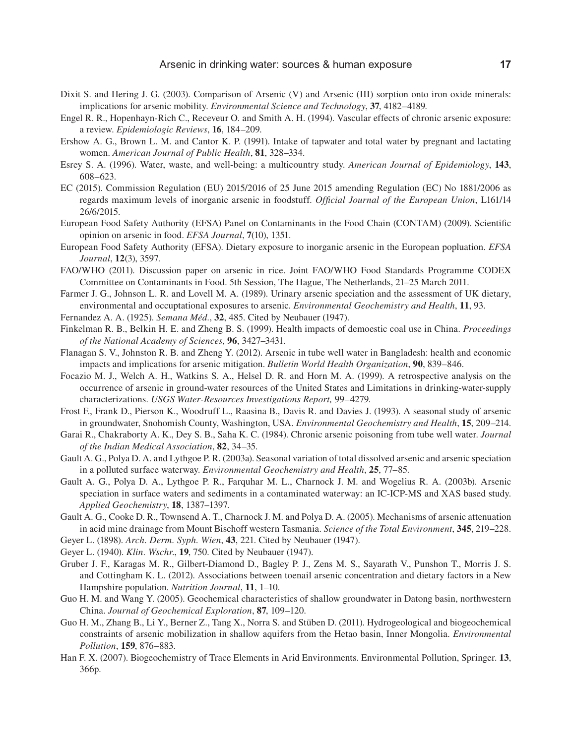Dixit S. and Hering J. G. (2003). Comparison of Arsenic (V) and Arsenic (III) sorption onto iron oxide minerals: implications for arsenic mobility. *Environmental Science and Technology*, **37**, 4182–4189.

Engel R. R., Hopenhayn-Rich C., Receveur O. and Smith A. H. (1994). Vascular effects of chronic arsenic exposure: a review. *Epidemiologic Reviews*, **16**, 184–209.

Ershow A. G., Brown L. M. and Cantor K. P. (1991). Intake of tapwater and total water by pregnant and lactating women. *American Journal of Public Health*, **81**, 328–334.

Esrey S. A. (1996). Water, waste, and well-being: a multicountry study. *American Journal of Epidemiology*, **143**, 608–623.

EC (2015). Commission Regulation (EU) 2015/2016 of 25 June 2015 amending Regulation (EC) No 1881/2006 as regards maximum levels of inorganic arsenic in foodstuff. *Official Journal of the European Union*, L161/14 26/6/2015.

European Food Safety Authority (EFSA) Panel on Contaminants in the Food Chain (CONTAM) (2009). Scientific opinion on arsenic in food. *EFSA Journal*, **7**(10), 1351.

European Food Safety Authority (EFSA). Dietary exposure to inorganic arsenic in the European popluation. *EFSA Journal*, **12**(3), 3597.

FAO/WHO (2011). Discussion paper on arsenic in rice. Joint FAO/WHO Food Standards Programme CODEX Committee on Contaminants in Food. 5th Session, The Hague, The Netherlands, 21–25 March 2011.

Farmer J. G., Johnson L. R. and Lovell M. A. (1989). Urinary arsenic speciation and the assessment of UK dietary, environmental and occuptational exposures to arsenic. *Environmental Geochemistry and Health*, **11**, 93.

Fernandez A. A. (1925). *Semana Méd.*, **32**, 485. Cited by Neubauer (1947).

Finkelman R. B., Belkin H. E. and Zheng B. S. (1999). Health impacts of demoestic coal use in China. *Proceedings of the National Academy of Sciences*, **96**, 3427–3431.

Flanagan S. V., Johnston R. B. and Zheng Y. (2012). Arsenic in tube well water in Bangladesh: health and economic impacts and implications for arsenic mitigation. *Bulletin World Health Organization*, **90**, 839–846.

Focazio M. J., Welch A. H., Watkins S. A., Helsel D. R. and Horn M. A. (1999). A retrospective analysis on the occurrence of arsenic in ground-water resources of the United States and Limitations in drinking-water-supply characterizations. *USGS Water-Resources Investigations Report,* 99–4279.

Frost F., Frank D., Pierson K., Woodruff L., Raasina B., Davis R. and Davies J. (1993). A seasonal study of arsenic in groundwater, Snohomish County, Washington, USA. *Environmental Geochemistry and Health*, **15**, 209–214.

Garai R., Chakraborty A. K., Dey S. B., Saha K. C. (1984). Chronic arsenic poisoning from tube well water. *Journal of the Indian Medical Association*, **82**, 34–35.

Gault A. G., Polya D. A. and Lythgoe P. R. (2003a). Seasonal variation of total dissolved arsenic and arsenic speciation in a polluted surface waterway. *Environmental Geochemistry and Health*, **25**, 77–85.

Gault A. G., Polya D. A., Lythgoe P. R., Farquhar M. L., Charnock J. M. and Wogelius R. A. (2003b). Arsenic speciation in surface waters and sediments in a contaminated waterway: an IC-ICP-MS and XAS based study. *Applied Geochemistry*, **18**, 1387–1397.

Gault A. G., Cooke D. R., Townsend A. T., Charnock J. M. and Polya D. A. (2005). Mechanisms of arsenic attenuation in acid mine drainage from Mount Bischoff western Tasmania. *Science of the Total Environment*, **345**, 219–228.

Geyer L. (1898). *Arch. Derm. Syph. Wien*, **43**, 221. Cited by Neubauer (1947).

Geyer L. (1940). *Klin. Wschr.*, **19**, 750. Cited by Neubauer (1947).

Gruber J. F., Karagas M. R., Gilbert-Diamond D., Bagley P. J., Zens M. S., Sayarath V., Punshon T., Morris J. S. and Cottingham K. L. (2012). Associations between toenail arsenic concentration and dietary factors in a New Hampshire population. *Nutrition Journal*, **11**, 1–10.

Guo H. M. and Wang Y. (2005). Geochemical characteristics of shallow groundwater in Datong basin, northwestern China. *Journal of Geochemical Exploration*, **87**, 109–120.

Guo H. M., Zhang B., Li Y., Berner Z., Tang X., Norra S. and Stüben D. (2011). Hydrogeological and biogeochemical constraints of arsenic mobilization in shallow aquifers from the Hetao basin, Inner Mongolia. *Environmental Pollution*, **159**, 876–883.

Han F. X. (2007). Biogeochemistry of Trace Elements in Arid Environments. Environmental Pollution, Springer. **13**, 366p.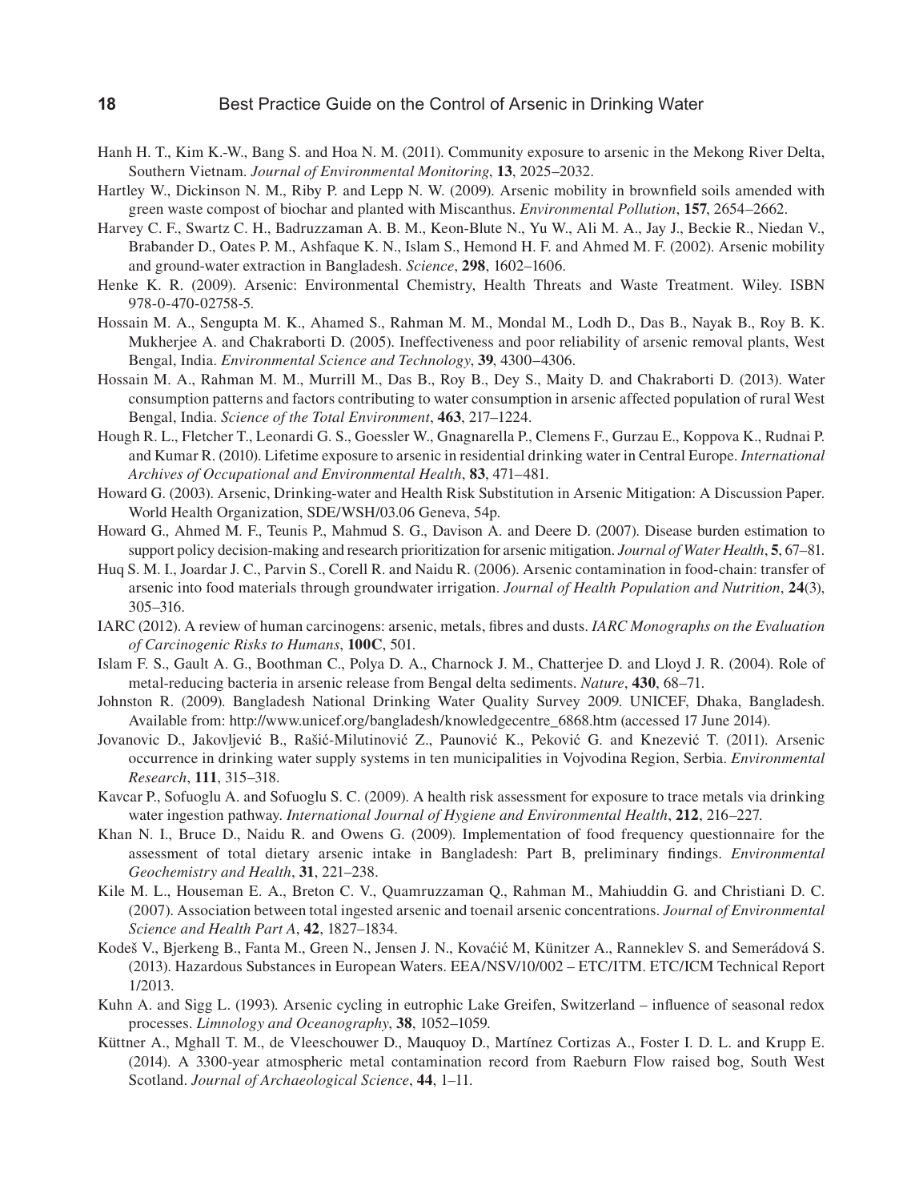Hanh H. T., Kim K.-W., Bang S. and Hoa N. M. (2011). Community exposure to arsenic in the Mekong River Delta, Southern Vietnam. *Journal of Environmental Monitoring*, **13**, 2025–2032.

Hartley W., Dickinson N. M., Riby P. and Lepp N. W. (2009). Arsenic mobility in brownfield soils amended with green waste compost of biochar and planted with Miscanthus. *Environmental Pollution*, **157**, 2654–2662.

Harvey C. F., Swartz C. H., Badruzzaman A. B. M., Keon-Blute N., Yu W., Ali M. A., Jay J., Beckie R., Niedan V., Brabander D., Oates P. M., Ashfaque K. N., Islam S., Hemond H. F. and Ahmed M. F. (2002). Arsenic mobility and ground-water extraction in Bangladesh. *Science*, **298**, 1602–1606.

Henke K. R. (2009). Arsenic: Environmental Chemistry, Health Threats and Waste Treatment. Wiley. ISBN 978-0-470-02758-5.

Hossain M. A., Sengupta M. K., Ahamed S., Rahman M. M., Mondal M., Lodh D., Das B., Nayak B., Roy B. K. Mukherjee A. and Chakraborti D. (2005). Ineffectiveness and poor reliability of arsenic removal plants, West Bengal, India. *Environmental Science and Technology*, **39**, 4300–4306.

Hossain M. A., Rahman M. M., Murrill M., Das B., Roy B., Dey S., Maity D. and Chakraborti D. (2013). Water consumption patterns and factors contributing to water consumption in arsenic affected population of rural West Bengal, India. *Science of the Total Environment*, **463**, 217–1224.

Hough R. L., Fletcher T., Leonardi G. S., Goessler W., Gnagnarella P., Clemens F., Gurzau E., Koppova K., Rudnai P. and Kumar R. (2010). Lifetime exposure to arsenic in residential drinking water in Central Europe. *International Archives of Occupational and Environmental Health*, **83**, 471–481.

Howard G. (2003). Arsenic, Drinking-water and Health Risk Substitution in Arsenic Mitigation: A Discussion Paper. World Health Organization, SDE/WSH/03.06 Geneva, 54p.

Howard G., Ahmed M. F., Teunis P., Mahmud S. G., Davison A. and Deere D. (2007). Disease burden estimation to support policy decision-making and research prioritization for arsenic mitigation. *Journal of Water Health*, **5**, 67–81.

Huq S. M. I., Joardar J. C., Parvin S., Corell R. and Naidu R. (2006). Arsenic contamination in food-chain: transfer of arsenic into food materials through groundwater irrigation. *Journal of Health Population and Nutrition*, **24**(3), 305–316.

IARC (2012). A review of human carcinogens: arsenic, metals, fibres and dusts. *IARC Monographs on the Evaluation of Carcinogenic Risks to Humans*, **100C**, 501.

Islam F. S., Gault A. G., Boothman C., Polya D. A., Charnock J. M., Chatterjee D. and Lloyd J. R. (2004). Role of metal-reducing bacteria in arsenic release from Bengal delta sediments. *Nature*, **430**, 68–71.

Johnston R. (2009). Bangladesh National Drinking Water Quality Survey 2009. UNICEF, Dhaka, Bangladesh. Available from: http://www.unicef.org/bangladesh/knowledgecentre_6868.htm (accessed 17 June 2014).

Jovanovic D., Jakovljević B., Rašić-Milutinović Z., Paunović K., Peković G. and Knezević T. (2011). Arsenic occurrence in drinking water supply systems in ten municipalities in Vojvodina Region, Serbia. *Environmental Research*, **111**, 315–318.

Kavcar P., Sofuoglu A. and Sofuoglu S. C. (2009). A health risk assessment for exposure to trace metals via drinking water ingestion pathway. *International Journal of Hygiene and Environmental Health*, **212**, 216–227.

Khan N. I., Bruce D., Naidu R. and Owens G. (2009). Implementation of food frequency questionnaire for the assessment of total dietary arsenic intake in Bangladesh: Part B, preliminary findings. *Environmental Geochemistry and Health*, **31**, 221–238.

Kile M. L., Houseman E. A., Breton C. V., Quamruzzaman Q., Rahman M., Mahiuddin G. and Christiani D. C. (2007). Association between total ingested arsenic and toenail arsenic concentrations. *Journal of Environmental Science and Health Part A*, **42**, 1827–1834.

Kodeš V., Bjerkeng B., Fanta M., Green N., Jensen J. N., Kovaćić M, Künitzer A., Ranneklev S. and Semerádová S. (2013). Hazardous Substances in European Waters. EEA/NSV/10/002 – ETC/ITM. ETC/ICM Technical Report 1/2013.

Kuhn A. and Sigg L. (1993). Arsenic cycling in eutrophic Lake Greifen, Switzerland – influence of seasonal redox processes. *Limnology and Oceanography*, **38**, 1052–1059.

Küttner A., Mghall T. M., de Vleeschouwer D., Mauquoy D., Martínez Cortizas A., Foster I. D. L. and Krupp E. (2014). A 3300-year atmospheric metal contamination record from Raeburn Flow raised bog, South West Scotland. *Journal of Archaeological Science*, **44**, 1–11.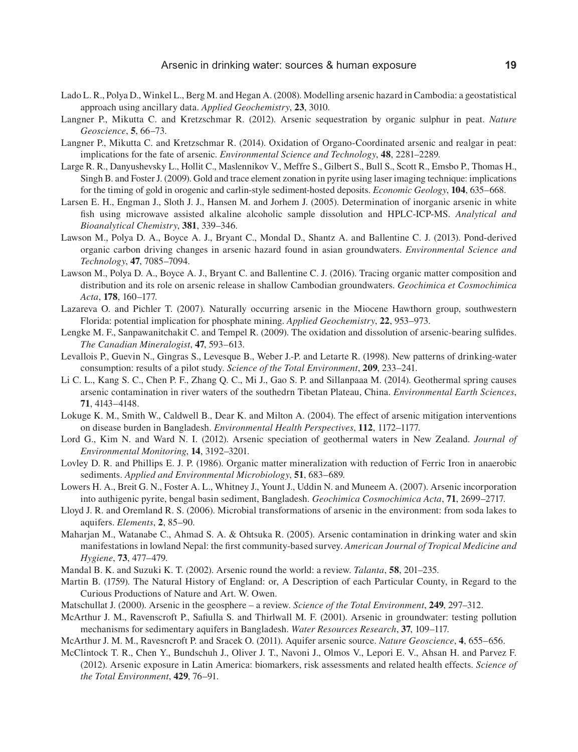Lado L. R., Polya D., Winkel L., Berg M. and Hegan A. (2008). Modelling arsenic hazard in Cambodia: a geostatistical approach using ancillary data. *Applied Geochemistry*, **23**, 3010.

Langner P., Mikutta C. and Kretzschmar R. (2012). Arsenic sequestration by organic sulphur in peat. *Nature Geoscience*, **5**, 66–73.

Langner P., Mikutta C. and Kretzschmar R. (2014). Oxidation of Organo-Coordinated arsenic and realgar in peat: implications for the fate of arsenic. *Environmental Science and Technology*, **48**, 2281–2289.

Large R. R., Danyushevsky L., Hollit C., Maslennikov V., Meffre S., Gilbert S., Bull S., Scott R., Emsbo P., Thomas H., Singh B. and Foster J. (2009). Gold and trace element zonation in pyrite using laser imaging technique: implications for the timing of gold in orogenic and carlin-style sediment-hosted deposits. *Economic Geology*, **104**, 635–668.

Larsen E. H., Engman J., Sloth J. J., Hansen M. and Jorhem J. (2005). Determination of inorganic arsenic in white fish using microwave assisted alkaline alcoholic sample dissolution and HPLC-ICP-MS. *Analytical and Bioanalytical Chemistry*, **381**, 339–346.

Lawson M., Polya D. A., Boyce A. J., Bryant C., Mondal D., Shantz A. and Ballentine C. J. (2013). Pond-derived organic carbon driving changes in arsenic hazard found in asian groundwaters. *Environmental Science and Technology*, **47**, 7085–7094.

Lawson M., Polya D. A., Boyce A. J., Bryant C. and Ballentine C. J. (2016). Tracing organic matter composition and distribution and its role on arsenic release in shallow Cambodian groundwaters. *Geochimica et Cosmochimica Acta*, **178**, 160–177.

Lazareva O. and Pichler T. (2007). Naturally occurring arsenic in the Miocene Hawthorn group, southwestern Florida: potential implication for phosphate mining. *Applied Geochemistry*, **22**, 953–973.

Lengke M. F., Sanpawanitchakit C. and Tempel R. (2009). The oxidation and dissolution of arsenic-bearing sulfides. *The Canadian Mineralogist*, **47**, 593–613.

Levallois P., Guevin N., Gingras S., Levesque B., Weber J.-P. and Letarte R. (1998). New patterns of drinking-water consumption: results of a pilot study. *Science of the Total Environment*, **209**, 233–241.

Li C. L., Kang S. C., Chen P. F., Zhang Q. C., Mi J., Gao S. P. and Sillanpaaa M. (2014). Geothermal spring causes arsenic contamination in river waters of the southedrn Tibetan Plateau, China. *Environmental Earth Sciences*, **71**, 4143–4148.

Lokuge K. M., Smith W., Caldwell B., Dear K. and Milton A. (2004). The effect of arsenic mitigation interventions on disease burden in Bangladesh. *Environmental Health Perspectives*, **112**, 1172–1177.

Lord G., Kim N. and Ward N. I. (2012). Arsenic speciation of geothermal waters in New Zealand. *Journal of Environmental Monitoring*, **14**, 3192–3201.

Lovley D. R. and Phillips E. J. P. (1986). Organic matter mineralization with reduction of Ferric Iron in anaerobic sediments. *Applied and Environmental Microbiology*, **51**, 683–689.

Lowers H. A., Breit G. N., Foster A. L., Whitney J., Yount J., Uddin N. and Muneem A. (2007). Arsenic incorporation into authigenic pyrite, bengal basin sediment, Bangladesh. *Geochimica Cosmochimica Acta*, **71**, 2699–2717.

Lloyd J. R. and Oremland R. S. (2006). Microbial transformations of arsenic in the environment: from soda lakes to aquifers. *Elements*, **2**, 85–90.

Maharjan M., Watanabe C., Ahmad S. A. & Ohtsuka R. (2005). Arsenic contamination in drinking water and skin manifestations in lowland Nepal: the first community-based survey. *American Journal of Tropical Medicine and Hygiene*, **73**, 477–479.

Mandal B. K. and Suzuki K. T. (2002). Arsenic round the world: a review. *Talanta*, **58**, 201–235.

Martin B. (1759). The Natural History of England: or, A Description of each Particular County, in Regard to the Curious Productions of Nature and Art. W. Owen.

Matschullat J. (2000). Arsenic in the geosphere – a review. *Science of the Total Environment*, **249**, 297–312.

McArthur J. M., Ravenscroft P., Safiulla S. and Thirlwall M. F. (2001). Arsenic in groundwater: testing pollution mechanisms for sedimentary aquifers in Bangladesh. *Water Resources Research*, **37**, 109–117.

McArthur J. M. M., Ravesncroft P. and Sracek O. (2011). Aquifer arsenic source. *Nature Geoscience*, **4**, 655–656.

McClintock T. R., Chen Y., Bundschuh J., Oliver J. T., Navoni J., Olmos V., Lepori E. V., Ahsan H. and Parvez F. (2012). Arsenic exposure in Latin America: biomarkers, risk assessments and related health effects. *Science of the Total Environment*, **429**, 76–91.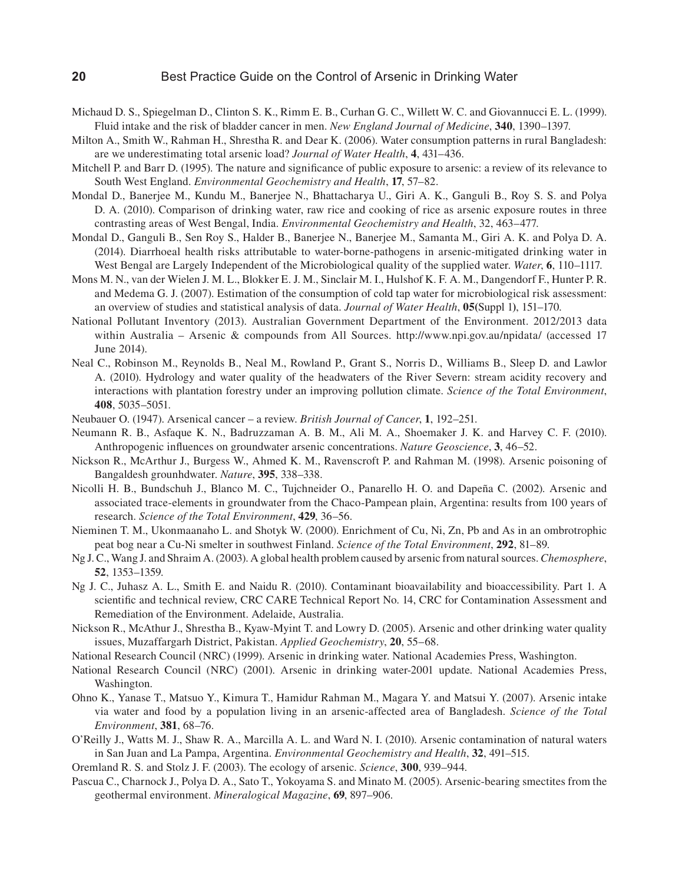Michaud D. S., Spiegelman D., Clinton S. K., Rimm E. B., Curhan G. C., Willett W. C. and Giovannucci E. L. (1999). Fluid intake and the risk of bladder cancer in men. *New England Journal of Medicine*, **340**, 1390–1397.

Milton A., Smith W., Rahman H., Shrestha R. and Dear K. (2006). Water consumption patterns in rural Bangladesh: are we underestimating total arsenic load? *Journal of Water Health*, **4**, 431–436.

Mitchell P. and Barr D. (1995). The nature and significance of public exposure to arsenic: a review of its relevance to South West England. *Environmental Geochemistry and Health*, **17**, 57–82.

Mondal D., Banerjee M., Kundu M., Banerjee N., Bhattacharya U., Giri A. K., Ganguli B., Roy S. S. and Polya D. A. (2010). Comparison of drinking water, raw rice and cooking of rice as arsenic exposure routes in three contrasting areas of West Bengal, India. *Environmental Geochemistry and Health*, 32, 463–477.

Mondal D., Ganguli B., Sen Roy S., Halder B., Banerjee N., Banerjee M., Samanta M., Giri A. K. and Polya D. A. (2014). Diarrhoeal health risks attributable to water-borne-pathogens in arsenic-mitigated drinking water in West Bengal are Largely Independent of the Microbiological quality of the supplied water. *Water*, **6**, 110–1117.

Mons M. N., van der Wielen J. M. L., Blokker E. J. M., Sinclair M. I., Hulshof K. F. A. M., Dangendorf F., Hunter P. R. and Medema G. J. (2007). Estimation of the consumption of cold tap water for microbiological risk assessment: an overview of studies and statistical analysis of data. *Journal of Water Health*, **05**(Suppl 1), 151–170.

National Pollutant Inventory (2013). Australian Government Department of the Environment. 2012/2013 data within Australia – Arsenic & compounds from All Sources. http://www.npi.gov.au/npidata/ (accessed 17 June 2014).

Neal C., Robinson M., Reynolds B., Neal M., Rowland P., Grant S., Norris D., Williams B., Sleep D. and Lawlor A. (2010). Hydrology and water quality of the headwaters of the River Severn: stream acidity recovery and interactions with plantation forestry under an improving pollution climate. *Science of the Total Environment*, **408**, 5035–5051.

Neubauer O. (1947). Arsenical cancer – a review. *British Journal of Cancer*, **1**, 192–251.

Neumann R. B., Asfaque K. N., Badruzzaman A. B. M., Ali M. A., Shoemaker J. K. and Harvey C. F. (2010). Anthropogenic influences on groundwater arsenic concentrations. *Nature Geoscience*, **3**, 46–52.

Nickson R., McArthur J., Burgess W., Ahmed K. M., Ravenscroft P. and Rahman M. (1998). Arsenic poisoning of Bangaldesh grounhdwater. *Nature*, **395**, 338–338.

Nicolli H. B., Bundschuh J., Blanco M. C., Tujchneider O., Panarello H. O. and Dapeña C. (2002). Arsenic and associated trace-elements in groundwater from the Chaco-Pampean plain, Argentina: results from 100 years of research. *Science of the Total Environment*, **429**, 36–56.

Nieminen T. M., Ukonmaanaho L. and Shotyk W. (2000). Enrichment of Cu, Ni, Zn, Pb and As in an ombrotrophic peat bog near a Cu-Ni smelter in southwest Finland. *Science of the Total Environment*, **292**, 81–89.

Ng J. C., Wang J. and Shraim A. (2003). A global health problem caused by arsenic from natural sources. *Chemosphere*, **52**, 1353–1359.

Ng J. C., Juhasz A. L., Smith E. and Naidu R. (2010). Contaminant bioavailability and bioaccessibility. Part 1. A scientific and technical review, CRC CARE Technical Report No. 14, CRC for Contamination Assessment and Remediation of the Environment. Adelaide, Australia.

Nickson R., McAthur J., Shrestha B., Kyaw-Myint T. and Lowry D. (2005). Arsenic and other drinking water quality issues, Muzaffargarh District, Pakistan. *Applied Geochemistry*, **20**, 55–68.

National Research Council (NRC) (1999). Arsenic in drinking water. National Academies Press, Washington.

National Research Council (NRC) (2001). Arsenic in drinking water-2001 update. National Academies Press, Washington.

Ohno K., Yanase T., Matsuo Y., Kimura T., Hamidur Rahman M., Magara Y. and Matsui Y. (2007). Arsenic intake via water and food by a population living in an arsenic-affected area of Bangladesh. *Science of the Total Environment*, **381**, 68–76.

O'Reilly J., Watts M. J., Shaw R. A., Marcilla A. L. and Ward N. I. (2010). Arsenic contamination of natural waters in San Juan and La Pampa, Argentina. *Environmental Geochemistry and Health*, **32**, 491–515.

Oremland R. S. and Stolz J. F. (2003). The ecology of arsenic. *Science*, **300**, 939–944.

Pascua C., Charnock J., Polya D. A., Sato T., Yokoyama S. and Minato M. (2005). Arsenic-bearing smectites from the geothermal environment. *Mineralogical Magazine*, **69**, 897–906.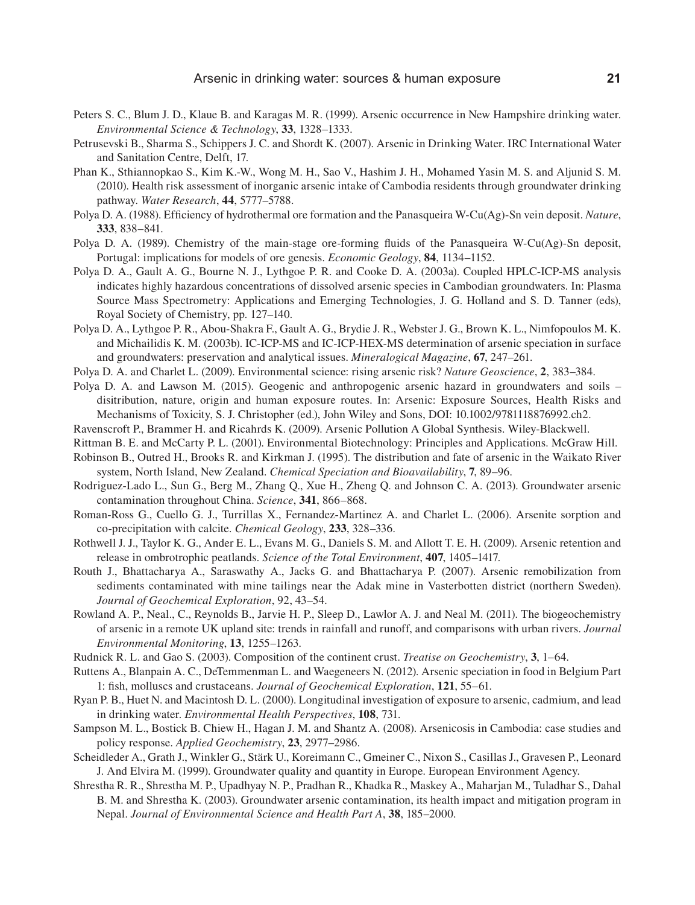Peters S. C., Blum J. D., Klaue B. and Karagas M. R. (1999). Arsenic occurrence in New Hampshire drinking water. *Environmental Science & Technology*, **33**, 1328–1333.

Petrusevski B., Sharma S., Schippers J. C. and Shordt K. (2007). Arsenic in Drinking Water. IRC International Water and Sanitation Centre, Delft, 17.

Phan K., Sthiannopkao S., Kim K.-W., Wong M. H., Sao V., Hashim J. H., Mohamed Yasin M. S. and Aljunid S. M. (2010). Health risk assessment of inorganic arsenic intake of Cambodia residents through groundwater drinking pathway. *Water Research*, **44**, 5777–5788.

Polya D. A. (1988). Efficiency of hydrothermal ore formation and the Panasqueira W-Cu(Ag)-Sn vein deposit. *Nature*, **333**, 838–841.

Polya D. A. (1989). Chemistry of the main-stage ore-forming fluids of the Panasqueira W-Cu(Ag)-Sn deposit, Portugal: implications for models of ore genesis. *Economic Geology*, **84**, 1134–1152.

Polya D. A., Gault A. G., Bourne N. J., Lythgoe P. R. and Cooke D. A. (2003a). Coupled HPLC-ICP-MS analysis indicates highly hazardous concentrations of dissolved arsenic species in Cambodian groundwaters. In: Plasma Source Mass Spectrometry: Applications and Emerging Technologies, J. G. Holland and S. D. Tanner (eds), Royal Society of Chemistry, pp. 127–140.

Polya D. A., Lythgoe P. R., Abou-Shakra F., Gault A. G., Brydie J. R., Webster J. G., Brown K. L., Nimfopoulos M. K. and Michailidis K. M. (2003b). IC-ICP-MS and IC-ICP-HEX-MS determination of arsenic speciation in surface and groundwaters: preservation and analytical issues. *Mineralogical Magazine*, **67**, 247–261.

Polya D. A. and Charlet L. (2009). Environmental science: rising arsenic risk? *Nature Geoscience*, **2**, 383–384.

Polya D. A. and Lawson M. (2015). Geogenic and anthropogenic arsenic hazard in groundwaters and soils – disitribution, nature, origin and human exposure routes. In: Arsenic: Exposure Sources, Health Risks and Mechanisms of Toxicity, S. J. Christopher (ed.), John Wiley and Sons, DOI: 10.1002/9781118876992.ch2.

Ravenscroft P., Brammer H. and Ricahrds K. (2009). Arsenic Pollution A Global Synthesis. Wiley-Blackwell.

Rittman B. E. and McCarty P. L. (2001). Environmental Biotechnology: Principles and Applications. McGraw Hill.

Robinson B., Outred H., Brooks R. and Kirkman J. (1995). The distribution and fate of arsenic in the Waikato River system, North Island, New Zealand. *Chemical Speciation and Bioavailability*, **7**, 89–96.

Rodriguez-Lado L., Sun G., Berg M., Zhang Q., Xue H., Zheng Q. and Johnson C. A. (2013). Groundwater arsenic contamination throughout China. *Science*, **341**, 866–868.

Roman-Ross G., Cuello G. J., Turrillas X., Fernandez-Martinez A. and Charlet L. (2006). Arsenite sorption and co-precipitation with calcite. *Chemical Geology*, **233**, 328–336.

Rothwell J. J., Taylor K. G., Ander E. L., Evans M. G., Daniels S. M. and Allott T. E. H. (2009). Arsenic retention and release in ombrotrophic peatlands. *Science of the Total Environment*, **407**, 1405–1417.

Routh J., Bhattacharya A., Saraswathy A., Jacks G. and Bhattacharya P. (2007). Arsenic remobilization from sediments contaminated with mine tailings near the Adak mine in Vasterbotten district (northern Sweden). *Journal of Geochemical Exploration*, 92, 43–54.

Rowland A. P., Neal., C., Reynolds B., Jarvie H. P., Sleep D., Lawlor A. J. and Neal M. (2011). The biogeochemistry of arsenic in a remote UK upland site: trends in rainfall and runoff, and comparisons with urban rivers. *Journal Environmental Monitoring*, **13**, 1255–1263.

Rudnick R. L. and Gao S. (2003). Composition of the continent crust. *Treatise on Geochemistry*, **3**, 1–64.

Ruttens A., Blanpain A. C., DeTemmenman L. and Waegeneers N. (2012). Arsenic speciation in food in Belgium Part 1: fish, molluscs and crustaceans. *Journal of Geochemical Exploration*, **121**, 55–61.

Ryan P. B., Huet N. and Macintosh D. L. (2000). Longitudinal investigation of exposure to arsenic, cadmium, and lead in drinking water. *Environmental Health Perspectives*, **108**, 731.

Sampson M. L., Bostick B. Chiew H., Hagan J. M. and Shantz A. (2008). Arsenicosis in Cambodia: case studies and policy response. *Applied Geochemistry*, **23**, 2977–2986.

Scheidleder A., Grath J., Winkler G., Stärk U., Koreimann C., Gmeiner C., Nixon S., Casillas J., Gravesen P., Leonard J. And Elvira M. (1999). Groundwater quality and quantity in Europe. European Environment Agency.

Shrestha R. R., Shrestha M. P., Upadhyay N. P., Pradhan R., Khadka R., Maskey A., Maharjan M., Tuladhar S., Dahal B. M. and Shrestha K. (2003). Groundwater arsenic contamination, its health impact and mitigation program in Nepal. *Journal of Environmental Science and Health Part A*, **38**, 185–2000.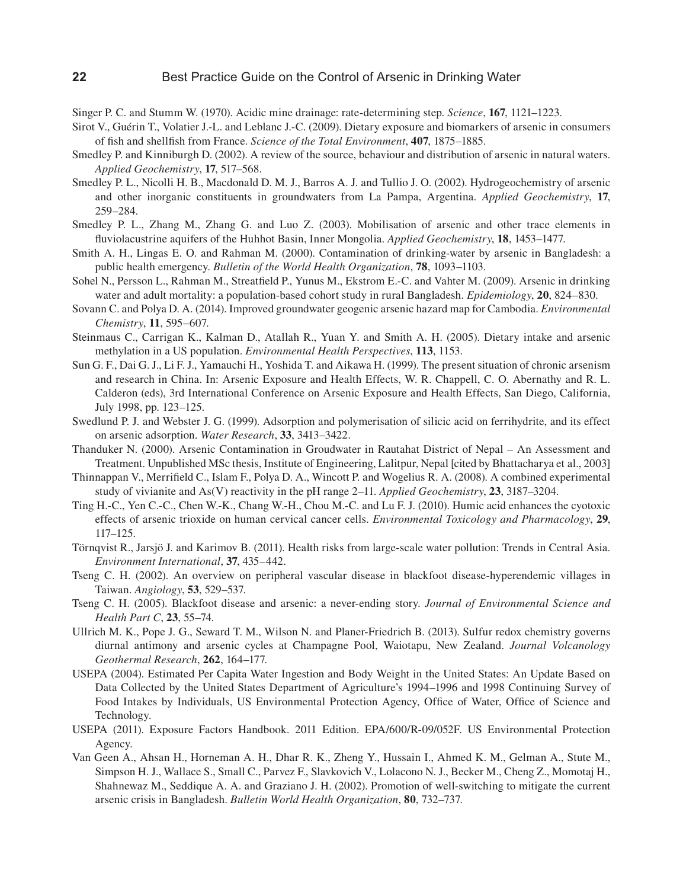Singer P. C. and Stumm W. (1970). Acidic mine drainage: rate-determining step. *Science*, **167**, 1121–1223.

Sirot V., Guérin T., Volatier J.-L. and Leblanc J.-C. (2009). Dietary exposure and biomarkers of arsenic in consumers of fish and shellfish from France. *Science of the Total Environment*, **407**, 1875–1885.

Smedley P. and Kinniburgh D. (2002). A review of the source, behaviour and distribution of arsenic in natural waters. *Applied Geochemistry*, **17**, 517–568.

Smedley P. L., Nicolli H. B., Macdonald D. M. J., Barros A. J. and Tullio J. O. (2002). Hydrogeochemistry of arsenic and other inorganic constituents in groundwaters from La Pampa, Argentina. *Applied Geochemistry*, **17**, 259–284.

Smedley P. L., Zhang M., Zhang G. and Luo Z. (2003). Mobilisation of arsenic and other trace elements in fluviolacustrine aquifers of the Huhhot Basin, Inner Mongolia. *Applied Geochemistry*, **18**, 1453–1477.

Smith A. H., Lingas E. O. and Rahman M. (2000). Contamination of drinking-water by arsenic in Bangladesh: a public health emergency. *Bulletin of the World Health Organization*, **78**, 1093–1103.

Sohel N., Persson L., Rahman M., Streatfield P., Yunus M., Ekstrom E.-C. and Vahter M. (2009). Arsenic in drinking water and adult mortality: a population-based cohort study in rural Bangladesh. *Epidemiology*, **20**, 824–830.

Sovann C. and Polya D. A. (2014). Improved groundwater geogenic arsenic hazard map for Cambodia. *Environmental Chemistry*, **11**, 595–607.

Steinmaus C., Carrigan K., Kalman D., Atallah R., Yuan Y. and Smith A. H. (2005). Dietary intake and arsenic methylation in a US population. *Environmental Health Perspectives*, **113**, 1153.

Sun G. F., Dai G. J., Li F. J., Yamauchi H., Yoshida T. and Aikawa H. (1999). The present situation of chronic arsenism and research in China. In: Arsenic Exposure and Health Effects, W. R. Chappell, C. O. Abernathy and R. L. Calderon (eds), 3rd International Conference on Arsenic Exposure and Health Effects, San Diego, California, July 1998, pp. 123–125.

Swedlund P. J. and Webster J. G. (1999). Adsorption and polymerisation of silicic acid on ferrihydrite, and its effect on arsenic adsorption. *Water Research*, **33**, 3413–3422.

Thanduker N. (2000). Arsenic Contamination in Groudwater in Rautahat District of Nepal – An Assessment and Treatment. Unpublished MSc thesis, Institute of Engineering, Lalitpur, Nepal [cited by Bhattacharya et al., 2003]

Thinnappan V., Merrifield C., Islam F., Polya D. A., Wincott P. and Wogelius R. A. (2008). A combined experimental study of vivianite and As(V) reactivity in the pH range 2–11. *Applied Geochemistry*, **23**, 3187–3204.

Ting H.-C., Yen C.-C., Chen W.-K., Chang W.-H., Chou M.-C. and Lu F. J. (2010). Humic acid enhances the cyotoxic effects of arsenic trioxide on human cervical cancer cells. *Environmental Toxicology and Pharmacology*, **29**, 117–125.

Törnqvist R., Jarsjö J. and Karimov B. (2011). Health risks from large-scale water pollution: Trends in Central Asia. *Environment International*, **37**, 435–442.

Tseng C. H. (2002). An overview on peripheral vascular disease in blackfoot disease-hyperendemic villages in Taiwan. *Angiology*, **53**, 529–537.

Tseng C. H. (2005). Blackfoot disease and arsenic: a never-ending story. *Journal of Environmental Science and Health Part C*, **23**, 55–74.

Ullrich M. K., Pope J. G., Seward T. M., Wilson N. and Planer-Friedrich B. (2013). Sulfur redox chemistry governs diurnal antimony and arsenic cycles at Champagne Pool, Waiotapu, New Zealand. *Journal Volcanology Geothermal Research*, **262**, 164–177.

USEPA (2004). Estimated Per Capita Water Ingestion and Body Weight in the United States: An Update Based on Data Collected by the United States Department of Agriculture's 1994–1996 and 1998 Continuing Survey of Food Intakes by Individuals, US Environmental Protection Agency, Office of Water, Office of Science and Technology.

USEPA (2011). Exposure Factors Handbook. 2011 Edition. EPA/600/R-09/052F. US Environmental Protection Agency.

Van Geen A., Ahsan H., Horneman A. H., Dhar R. K., Zheng Y., Hussain I., Ahmed K. M., Gelman A., Stute M., Simpson H. J., Wallace S., Small C., Parvez F., Slavkovich V., Lolacono N. J., Becker M., Cheng Z., Momotaj H., Shahnewaz M., Seddique A. A. and Graziano J. H. (2002). Promotion of well-switching to mitigate the current arsenic crisis in Bangladesh. *Bulletin World Health Organization*, **80**, 732–737.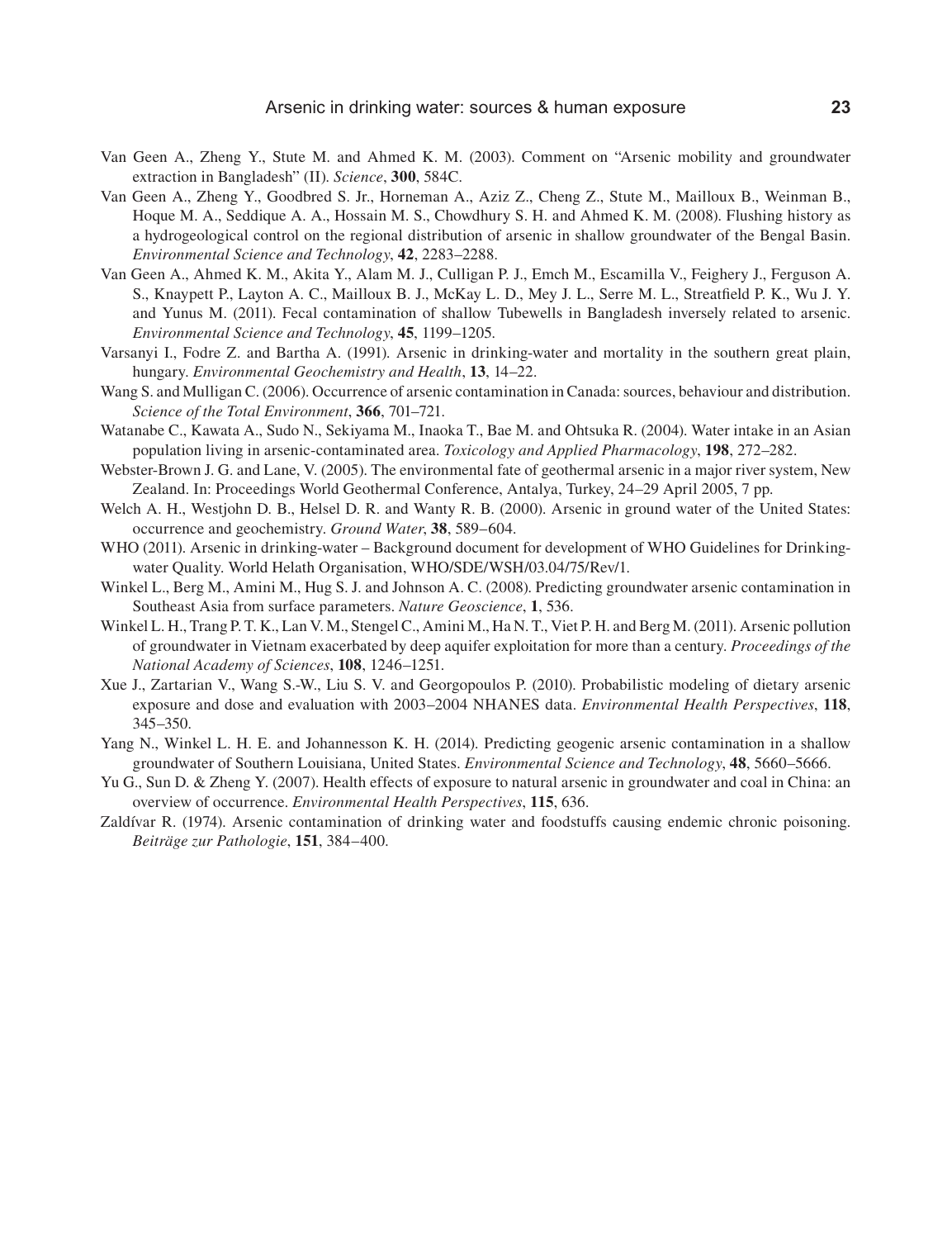Van Geen A., Zheng Y., Stute M. and Ahmed K. M. (2003). Comment on "Arsenic mobility and groundwater extraction in Bangladesh" (II). *Science*, **300**, 584C.

Van Geen A., Zheng Y., Goodbred S. Jr., Horneman A., Aziz Z., Cheng Z., Stute M., Mailloux B., Weinman B., Hoque M. A., Seddique A. A., Hossain M. S., Chowdhury S. H. and Ahmed K. M. (2008). Flushing history as a hydrogeological control on the regional distribution of arsenic in shallow groundwater of the Bengal Basin. *Environmental Science and Technology*, **42**, 2283–2288.

Van Geen A., Ahmed K. M., Akita Y., Alam M. J., Culligan P. J., Emch M., Escamilla V., Feighery J., Ferguson A. S., Knaypett P., Layton A. C., Mailloux B. J., McKay L. D., Mey J. L., Serre M. L., Streatfield P. K., Wu J. Y. and Yunus M. (2011). Fecal contamination of shallow Tubewells in Bangladesh inversely related to arsenic. *Environmental Science and Technology*, **45**, 1199–1205.

Varsanyi I., Fodre Z. and Bartha A. (1991). Arsenic in drinking-water and mortality in the southern great plain, hungary. *Environmental Geochemistry and Health*, **13**, 14–22.

Wang S. and Mulligan C. (2006). Occurrence of arsenic contamination in Canada: sources, behaviour and distribution. *Science of the Total Environment*, **366**, 701–721.

Watanabe C., Kawata A., Sudo N., Sekiyama M., Inaoka T., Bae M. and Ohtsuka R. (2004). Water intake in an Asian population living in arsenic-contaminated area. *Toxicology and Applied Pharmacology*, **198**, 272–282.

Webster-Brown J. G. and Lane, V. (2005). The environmental fate of geothermal arsenic in a major river system, New Zealand. In: Proceedings World Geothermal Conference, Antalya, Turkey, 24–29 April 2005, 7 pp.

Welch A. H., Westjohn D. B., Helsel D. R. and Wanty R. B. (2000). Arsenic in ground water of the United States: occurrence and geochemistry. *Ground Water*, **38**, 589–604.

WHO (2011). Arsenic in drinking-water – Background document for development of WHO Guidelines for Drinking-water Quality. World Helath Organisation, WHO/SDE/WSH/03.04/75/Rev/1.

Winkel L., Berg M., Amini M., Hug S. J. and Johnson A. C. (2008). Predicting groundwater arsenic contamination in Southeast Asia from surface parameters. *Nature Geoscience*, **1**, 536.

Winkel L. H., Trang P. T. K., Lan V. M., Stengel C., Amini M., Ha N. T., Viet P. H. and Berg M. (2011). Arsenic pollution of groundwater in Vietnam exacerbated by deep aquifer exploitation for more than a century. *Proceedings of the National Academy of Sciences*, **108**, 1246–1251.

Xue J., Zartarian V., Wang S.-W., Liu S. V. and Georgopoulos P. (2010). Probabilistic modeling of dietary arsenic exposure and dose and evaluation with 2003–2004 NHANES data. *Environmental Health Perspectives*, **118**, 345–350.

Yang N., Winkel L. H. E. and Johannesson K. H. (2014). Predicting geogenic arsenic contamination in a shallow groundwater of Southern Louisiana, United States. *Environmental Science and Technology*, **48**, 5660–5666.

Yu G., Sun D. & Zheng Y. (2007). Health effects of exposure to natural arsenic in groundwater and coal in China: an overview of occurrence. *Environmental Health Perspectives*, **115**, 636.

Zaldívar R. (1974). Arsenic contamination of drinking water and foodstuffs causing endemic chronic poisoning. *Beiträge zur Pathologie*, **151**, 384–400.